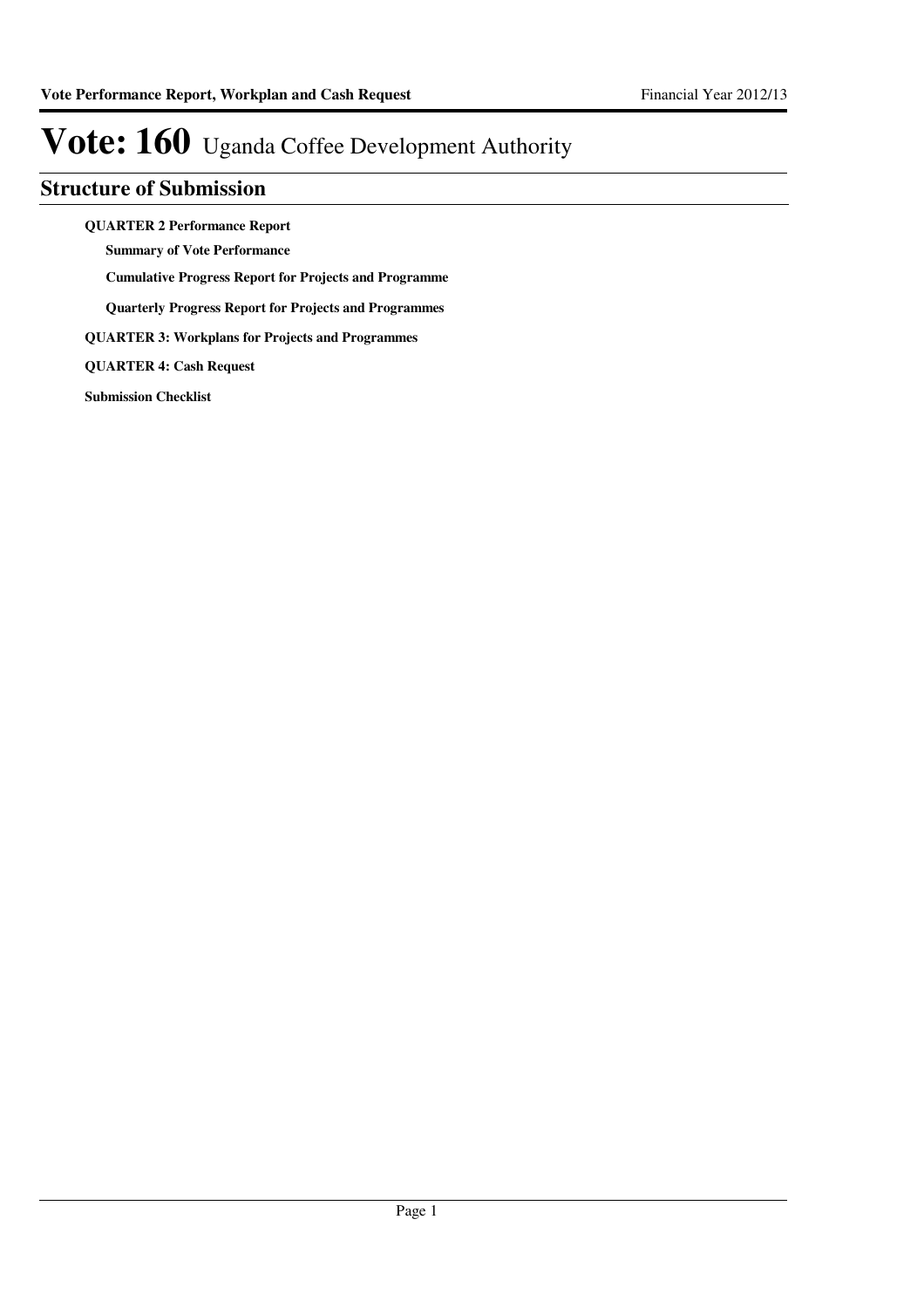# Vote: 160 Uganda Coffee Development Authority

## Structure of Submission

**QUARTER 2 Performance Report**

- **Summary of Vote Performance**
- **Cumulative Progress Report for Projects and Programme**
- **Quarterly Progress Report for Projects and Programmes**

**QUARTER 3: Workplans for Projects and Programmes**

**QUARTER 4: Cash Request**

**Submission Checklist**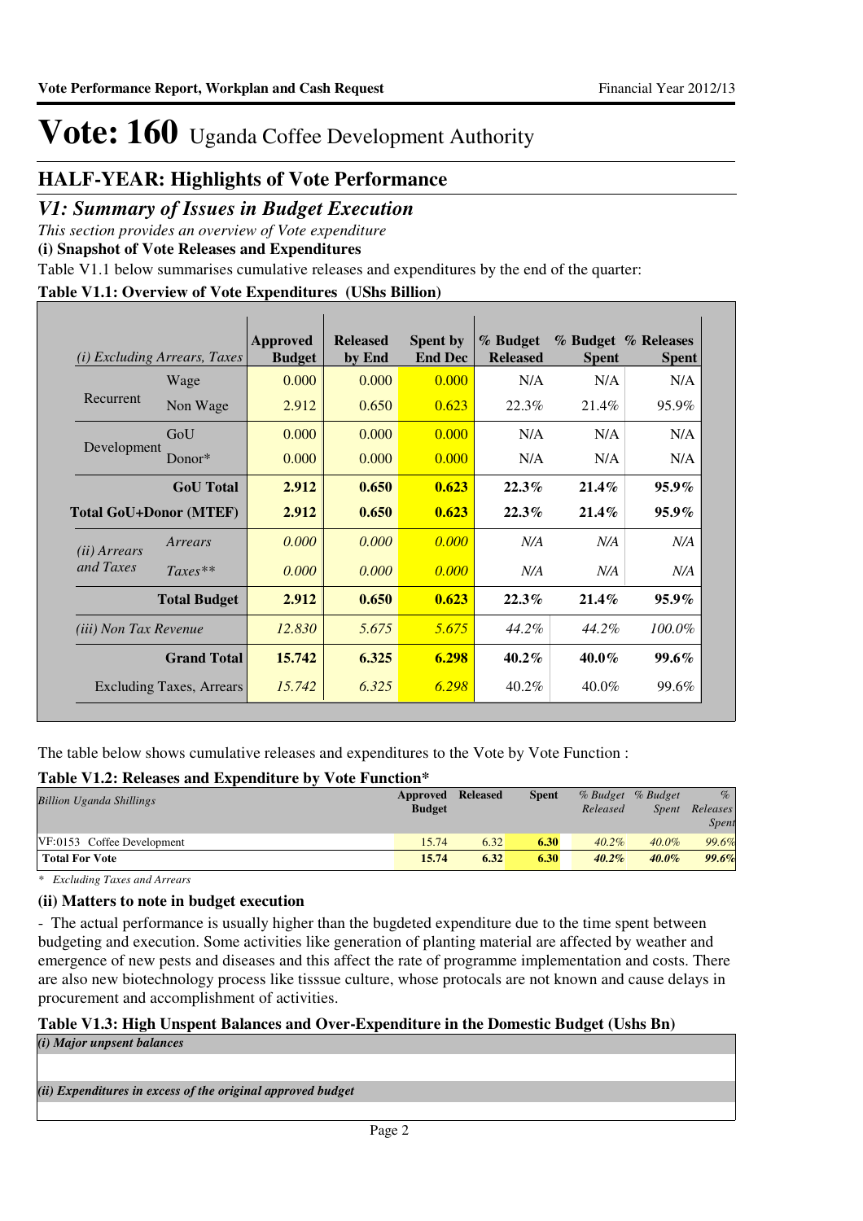# Vote: 160 Uganda Coffee Development Authority

## HALF-YEAR: Highlights of Vote Performance

## *V1: Summary of Issues in Budget Execution*

*This section provides an overview of Vote expenditure*

**(i) Snapshot of Vote Releases and Expenditures**

Table V1.1 below summarises cumulative releases and expenditures by the end of the quarter:

**Table V1.1: Overview of Vote Expenditures (UShs Billion)**

| *(i) Excluding Arrears, Taxes* | | Approved Budget | Released by End | Spent by End Dec | % Budget Released | % Budget Spent | % Releases Spent |
|---|---|---|---|---|---|---|---|
| Recurrent | Wage | 0.000 | 0.000 | 0.000 | N/A | N/A | N/A |
| | Non Wage | 2.912 | 0.650 | 0.623 | 22.3% | 21.4% | 95.9% |
| Development | GoU | 0.000 | 0.000 | 0.000 | N/A | N/A | N/A |
| | Donor* | 0.000 | 0.000 | 0.000 | N/A | N/A | N/A |
| | **GoU Total** | **2.912** | **0.650** | **0.623** | **22.3%** | **21.4%** | **95.9%** |
| **Total GoU+Donor (MTEF)** | | **2.912** | **0.650** | **0.623** | **22.3%** | **21.4%** | **95.9%** |
| *(ii) Arrears and Taxes* | *Arrears* | *0.000* | *0.000* | *0.000* | *N/A* | *N/A* | *N/A* |
| | *Taxes*** | *0.000* | *0.000* | *0.000* | *N/A* | *N/A* | *N/A* |
| | **Total Budget** | **2.912** | **0.650** | **0.623** | **22.3%** | **21.4%** | **95.9%** |
| *(iii) Non Tax Revenue* | | *12.830* | *5.675* | *5.675* | *44.2%* | *44.2%* | *100.0%* |
| | **Grand Total** | **15.742** | **6.325** | **6.298** | **40.2%** | **40.0%** | **99.6%** |
| Excluding Taxes, Arrears | | *15.742* | *6.325* | *6.298* | 40.2% | 40.0% | 99.6% |

The table below shows cumulative releases and expenditures to the Vote by Vote Function :

**Table V1.2: Releases and Expenditure by Vote Function***

| *Billion Uganda Shillings* | Approved Budget | Released | Spent | *% Budget Released* | *% Budget Spent* | *% Releases Spent* |
|---|---|---|---|---|---|---|
| VF:0153 Coffee Development | 15.74 | 6.32 | 6.30 | *40.2%* | *40.0%* | *99.6%* |
| **Total For Vote** | **15.74** | **6.32** | **6.30** | ***40.2%*** | ***40.0%*** | ***99.6%*** |

*\* Excluding Taxes and Arrears*

**(ii) Matters to note in budget execution**

- The actual performance is usually higher than the bugdeted expenditure due to the time spent between budgeting and execution. Some activities like generation of planting material are affected by weather and emergence of new pests and diseases and this affect the rate of programme implementation and costs. There are also new biotechnology process like tisssue culture, whose protocals are not known and cause delays in procurement and accomplishment of activities.

**Table V1.3: High Unspent Balances and Over-Expenditure in the Domestic Budget (Ushs Bn)**

***(i) Major unpsent balances***

***(ii) Expenditures in excess of the original approved budget***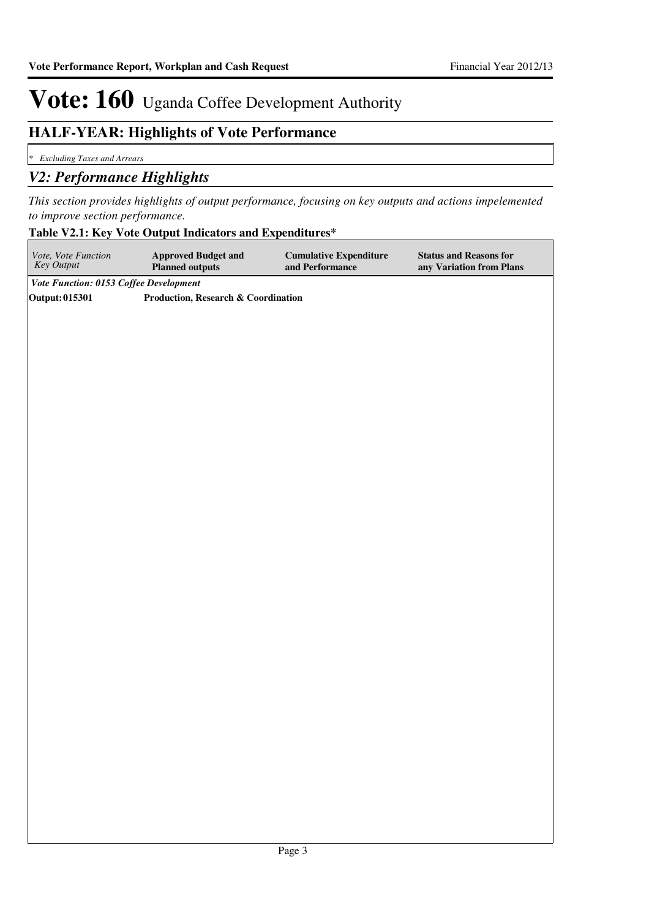# Vote: 160 Uganda Coffee Development Authority

## HALF-YEAR: Highlights of Vote Performance

*\* Excluding Taxes and Arrears*

## *V2: Performance Highlights*

*This section provides highlights of output performance, focusing on key outputs and actions impelemented to improve section performance.*

**Table V2.1: Key Vote Output Indicators and Expenditures***

| *Vote, Vote Function Key Output* | **Approved Budget and Planned outputs** | **Cumulative Expenditure and Performance** | **Status and Reasons for any Variation from Plans** |
|---|---|---|---|
| ***Vote Function: 0153 Coffee Development*** | | | |
| **Output: 015301** | **Production, Research & Coordination** | | |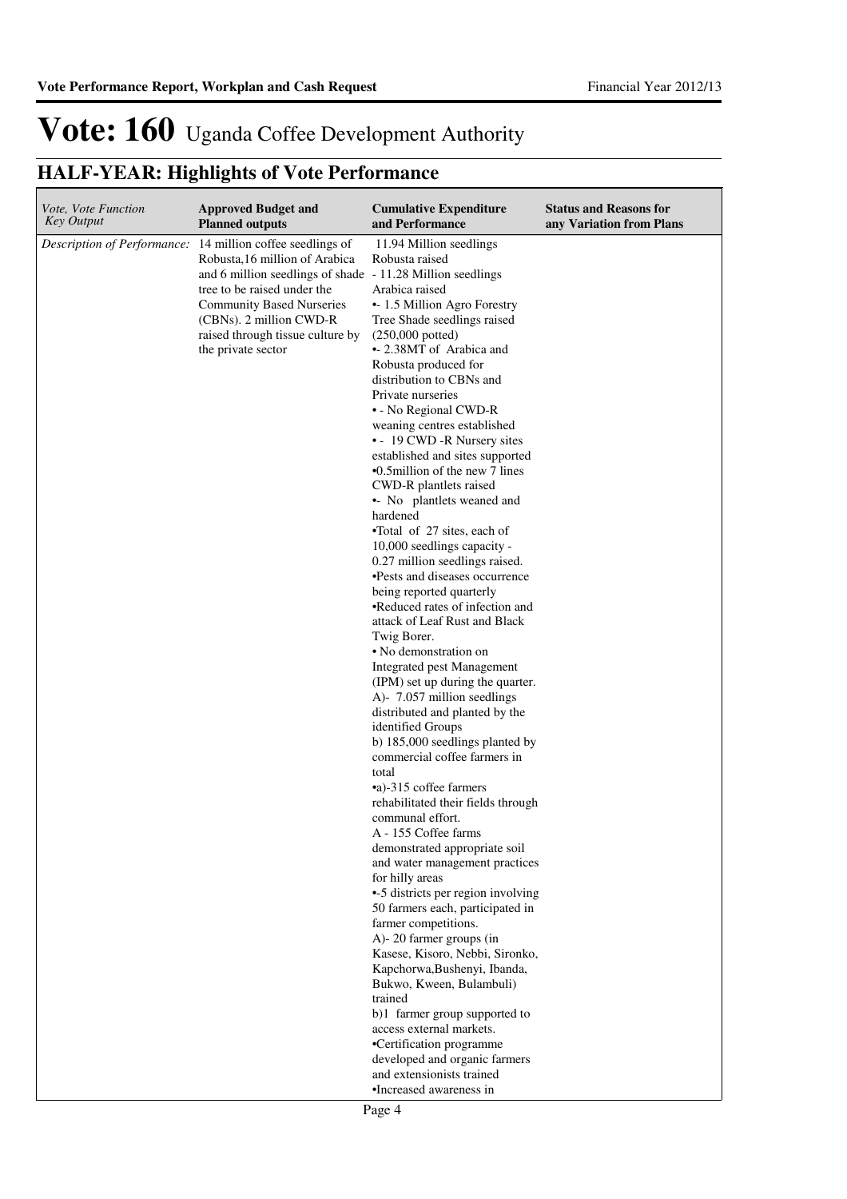# Vote: 160 Uganda Coffee Development Authority

## HALF-YEAR: Highlights of Vote Performance

| *Vote, Vote Function Key Output* | **Approved Budget and Planned outputs** | **Cumulative Expenditure and Performance** | **Status and Reasons for any Variation from Plans** |
|---|---|---|---|
| *Description of Performance:* | 14 million coffee seedlings of Robusta,16 million of Arabica and 6 million seedlings of shade tree to be raised under the Community Based Nurseries (CBNs). 2 million CWD-R raised through tissue culture by the private sector | 11.94 Million seedlings Robusta raised<br>- 11.28 Million seedlings Arabica raised<br>•- 1.5 Million Agro Forestry Tree Shade seedlings raised (250,000 potted)<br>•- 2.38MT of Arabica and Robusta produced for distribution to CBNs and Private nurseries<br>• - No Regional CWD-R weaning centres established<br>• - 19 CWD -R Nursery sites established and sites supported<br>•0.5million of the new 7 lines CWD-R plantlets raised<br>•- No plantlets weaned and hardened<br>•Total of 27 sites, each of 10,000 seedlings capacity - 0.27 million seedlings raised.<br>•Pests and diseases occurrence being reported quarterly<br>•Reduced rates of infection and attack of Leaf Rust and Black Twig Borer.<br>• No demonstration on Integrated pest Management (IPM) set up during the quarter.<br>A)- 7.057 million seedlings distributed and planted by the identified Groups<br>b) 185,000 seedlings planted by commercial coffee farmers in total<br>•a)-315 coffee farmers rehabilitated their fields through communal effort.<br>A - 155 Coffee farms demonstrated appropriate soil and water management practices for hilly areas<br>•-5 districts per region involving 50 farmers each, participated in farmer competitions.<br>A)- 20 farmer groups (in Kasese, Kisoro, Nebbi, Sironko, Kapchorwa,Bushenyi, Ibanda, Bukwo, Kween, Bulambuli) trained<br>b)1 farmer group supported to access external markets.<br>•Certification programme developed and organic farmers and extensionists trained<br>•Increased awareness in | |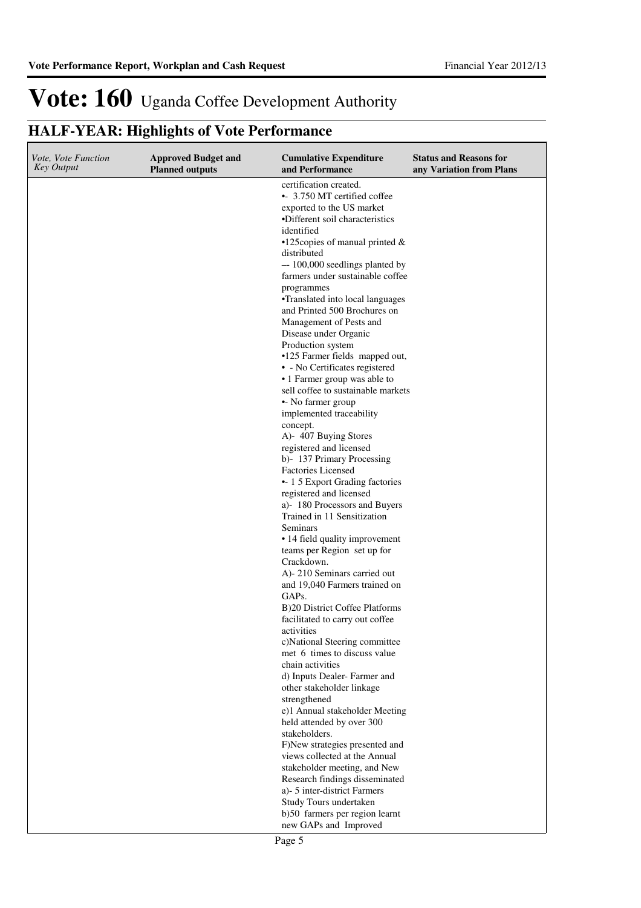# Vote: 160 Uganda Coffee Development Authority

## HALF-YEAR: Highlights of Vote Performance

| *Vote, Vote Function Key Output* | **Approved Budget and Planned outputs** | **Cumulative Expenditure and Performance** | **Status and Reasons for any Variation from Plans** |
|---|---|---|---|
| | | certification created.<br>•- 3.750 MT certified coffee exported to the US market<br>•Different soil characteristics identified<br>•125copies of manual printed & distributed<br>-- 100,000 seedlings planted by farmers under sustainable coffee programmes<br>•Translated into local languages and Printed 500 Brochures on Management of Pests and Disease under Organic Production system<br>•125 Farmer fields mapped out,<br>• - No Certificates registered<br>• 1 Farmer group was able to sell coffee to sustainable markets<br>•- No farmer group implemented traceability concept.<br>A)- 407 Buying Stores registered and licensed<br>b)- 137 Primary Processing Factories Licensed<br>•- 1 5 Export Grading factories registered and licensed<br>a)- 180 Processors and Buyers Trained in 11 Sensitization Seminars<br>• 14 field quality improvement teams per Region set up for Crackdown.<br>A)- 210 Seminars carried out and 19,040 Farmers trained on GAPs.<br>B)20 District Coffee Platforms facilitated to carry out coffee activities<br>c)National Steering committee met 6 times to discuss value chain activities<br>d) Inputs Dealer- Farmer and other stakeholder linkage strengthened<br>e)1 Annual stakeholder Meeting held attended by over 300 stakeholders.<br>F)New strategies presented and views collected at the Annual stakeholder meeting, and New Research findings disseminated<br>a)- 5 inter-district Farmers Study Tours undertaken<br>b)50 farmers per region learnt new GAPs and Improved | |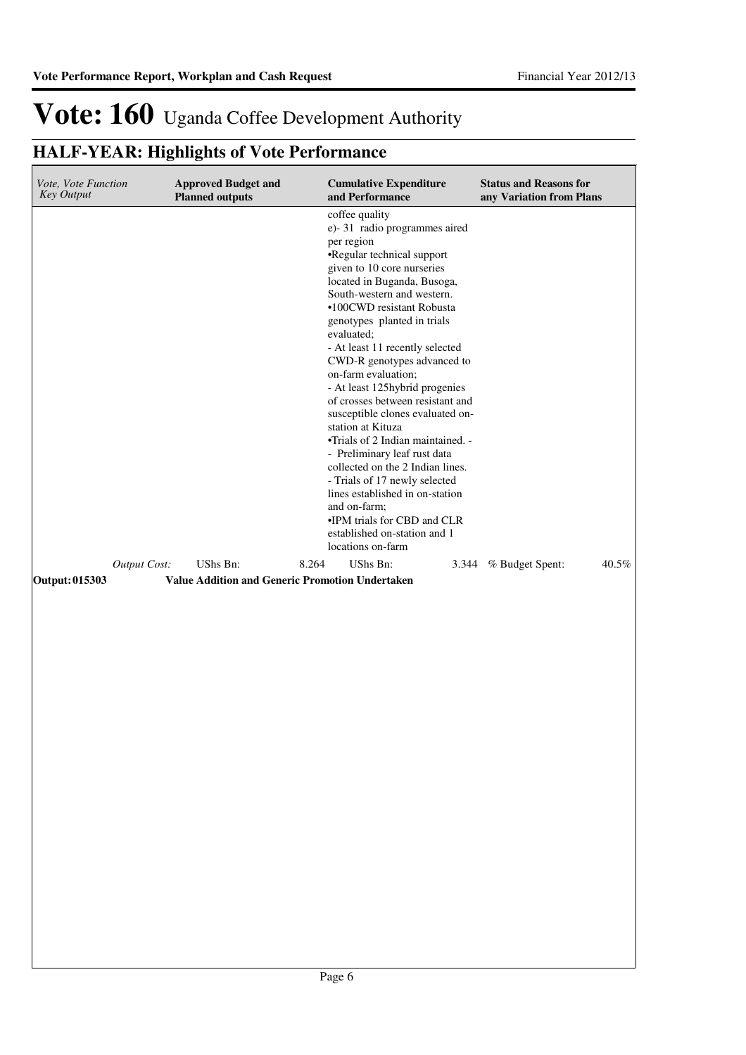# Vote: 160 Uganda Coffee Development Authority

## HALF-YEAR: Highlights of Vote Performance

| *Vote, Vote Function Key Output* | **Approved Budget and Planned outputs** | **Cumulative Expenditure and Performance** | **Status and Reasons for any Variation from Plans** |
|---|---|---|---|
| | | coffee quality<br>e)- 31 radio programmes aired per region<br>•Regular technical support given to 10 core nurseries located in Buganda, Busoga, South-western and western.<br>•100CWD resistant Robusta genotypes planted in trials evaluated;<br>- At least 11 recently selected CWD-R genotypes advanced to on-farm evaluation;<br>- At least 125hybrid progenies of crosses between resistant and susceptible clones evaluated on-station at Kituza<br>•Trials of 2 Indian maintained. -<br>- Preliminary leaf rust data collected on the 2 Indian lines.<br>- Trials of 17 newly selected lines established in on-station and on-farm;<br>•IPM trials for CBD and CLR established on-station and 1 locations on-farm | |
| *Output Cost:* | UShs Bn: 8.264 | UShs Bn: 3.344 | % Budget Spent: 40.5% |
| **Output: 015303** | **Value Addition and Generic Promotion Undertaken** | | |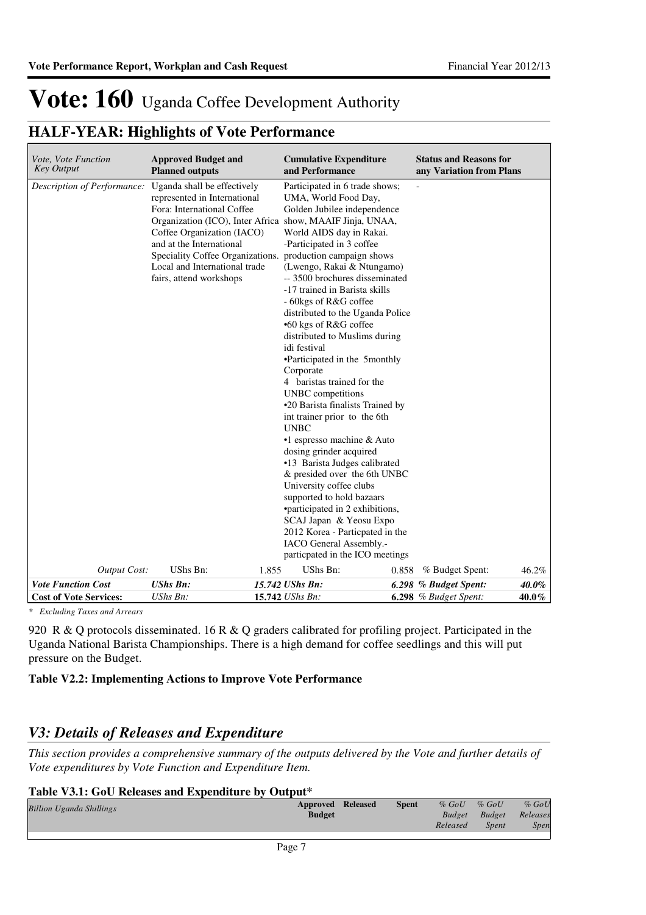# Vote: 160 Uganda Coffee Development Authority

## HALF-YEAR: Highlights of Vote Performance

| Vote, Vote Function Key Output | Approved Budget and Planned outputs | Cumulative Expenditure and Performance | Status and Reasons for any Variation from Plans |
|---|---|---|---|
| *Description of Performance:* | Uganda shall be effectively represented in International Fora: International Coffee Organization (ICO), Inter Africa Coffee Organization (IACO) and at the International Speciality Coffee Organizations. Local and International trade fairs, attend workshops | Participated in 6 trade shows; UMA, World Food Day, Golden Jubilee independence show, MAAIF Jinja, UNAA, World AIDS day in Rakai. -Participated in 3 coffee production campaign shows (Lwengo, Rakai & Ntungamo) -- 3500 brochures disseminated -17 trained in Barista skills - 60kgs of R&G coffee distributed to the Uganda Police •60 kgs of R&G coffee distributed to Muslims during idi festival •Participated in the 5monthly Corporate 4 baristas trained for the UNBC competitions •20 Barista finalists Trained by int trainer prior to the 6th UNBC •1 espresso machine & Auto dosing grinder acquired •13 Barista Judges calibrated & presided over the 6th UNBC University coffee clubs supported to hold bazaars •participated in 2 exhibitions, SCAJ Japan & Yeosu Expo 2012 Korea - Particpated in the IACO General Assembly.- particpated in the ICO meetings | - |
| *Output Cost:* | UShs Bn: 1.855 | UShs Bn: 0.858 | % Budget Spent: 46.2% |
| ***Vote Function Cost*** | ***UShs Bn: 15.742*** | ***UShs Bn: 6.298*** | ***% Budget Spent: 40.0%*** |
| **Cost of Vote Services:** | *UShs Bn:* **15.742** | *UShs Bn:* **6.298** | *% Budget Spent:* **40.0%** |

*\* Excluding Taxes and Arrears*

920 R & Q protocols disseminated. 16 R & Q graders calibrated for profiling project. Participated in the Uganda National Barista Championships. There is a high demand for coffee seedlings and this will put pressure on the Budget.

**Table V2.2: Implementing Actions to Improve Vote Performance**

## *V3: Details of Releases and Expenditure*

*This section provides a comprehensive summary of the outputs delivered by the Vote and further details of Vote expenditures by Vote Function and Expenditure Item.*

**Table V3.1: GoU Releases and Expenditure by Output\***

| *Billion Uganda Shillings* | Approved Budget | Released | Spent | *% GoU Budget Released* | *% GoU Budget Spent* | *% GoU Releases Spen* |
|---|---|---|---|---|---|---|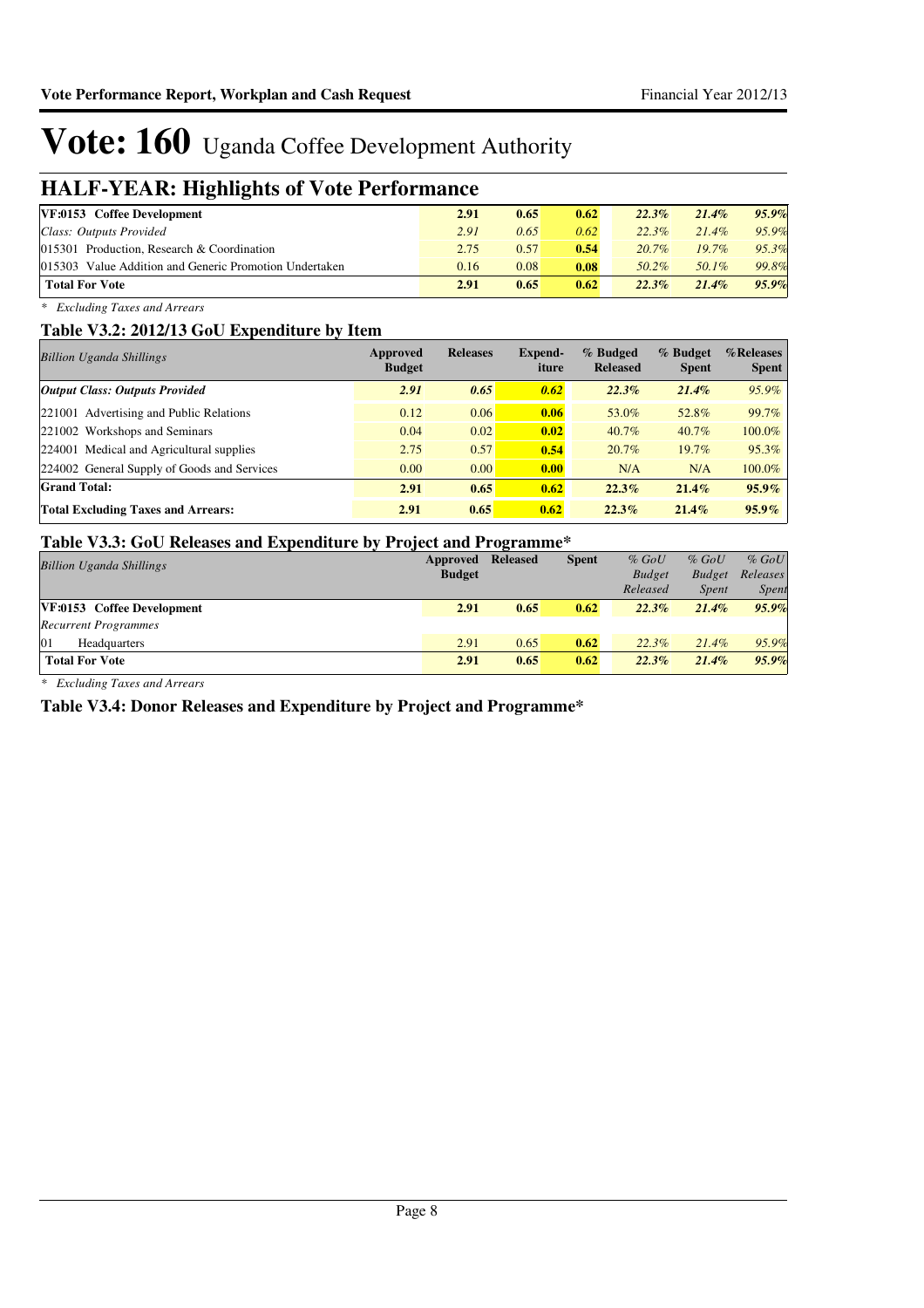# Vote: 160 Uganda Coffee Development Authority

## HALF-YEAR: Highlights of Vote Performance

| | | | | | | |
|---|---|---|---|---|---|---|
| **VF:0153 Coffee Development** | **2.91** | **0.65** | **0.62** | ***22.3%*** | ***21.4%*** | ***95.9%*** |
| *Class: Outputs Provided* | *2.91* | *0.65* | *0.62* | *22.3%* | *21.4%* | *95.9%* |
| 015301 Production, Research & Coordination | 2.75 | 0.57 | **0.54** | *20.7%* | *19.7%* | *95.3%* |
| 015303 Value Addition and Generic Promotion Undertaken | 0.16 | 0.08 | **0.08** | *50.2%* | *50.1%* | *99.8%* |
| **Total For Vote** | **2.91** | **0.65** | **0.62** | ***22.3%*** | ***21.4%*** | ***95.9%*** |

*\* Excluding Taxes and Arrears*

### Table V3.2: 2012/13 GoU Expenditure by Item

| *Billion Uganda Shillings* | **Approved Budget** | **Releases** | **Expend-iture** | **% Budged Released** | **% Budget Spent** | **%Releases Spent** |
|---|---|---|---|---|---|---|
| ***Output Class: Outputs Provided*** | ***2.91*** | ***0.65*** | ***0.62*** | ***22.3%*** | ***21.4%*** | *95.9%* |
| 221001 Advertising and Public Relations | 0.12 | 0.06 | **0.06** | 53.0% | 52.8% | 99.7% |
| 221002 Workshops and Seminars | 0.04 | 0.02 | **0.02** | 40.7% | 40.7% | 100.0% |
| 224001 Medical and Agricultural supplies | 2.75 | 0.57 | **0.54** | 20.7% | 19.7% | 95.3% |
| 224002 General Supply of Goods and Services | 0.00 | 0.00 | **0.00** | N/A | N/A | 100.0% |
| **Grand Total:** | **2.91** | **0.65** | **0.62** | **22.3%** | **21.4%** | **95.9%** |
| **Total Excluding Taxes and Arrears:** | **2.91** | **0.65** | **0.62** | **22.3%** | **21.4%** | **95.9%** |

### Table V3.3: GoU Releases and Expenditure by Project and Programme*

| *Billion Uganda Shillings* | **Approved Budget** | **Released** | **Spent** | *% GoU Budget Released* | *% GoU Budget Spent* | *% GoU Releases Spent* |
|---|---|---|---|---|---|---|
| **VF:0153 Coffee Development** | **2.91** | **0.65** | **0.62** | ***22.3%*** | ***21.4%*** | ***95.9%*** |
| *Recurrent Programmes* | | | | | | |
| 01 Headquarters | 2.91 | 0.65 | **0.62** | *22.3%* | *21.4%* | *95.9%* |
| **Total For Vote** | **2.91** | **0.65** | **0.62** | ***22.3%*** | ***21.4%*** | ***95.9%*** |

*\* Excluding Taxes and Arrears*

### Table V3.4: Donor Releases and Expenditure by Project and Programme*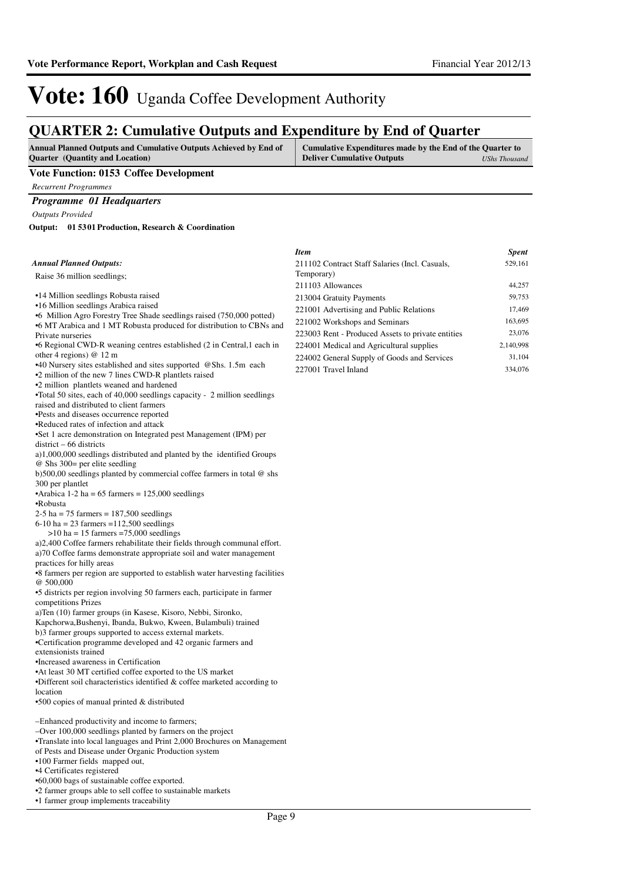# Vote: 160 Uganda Coffee Development Authority

## QUARTER 2: Cumulative Outputs and Expenditure by End of Quarter

| Annual Planned Outputs and Cumulative Outputs Achieved by End of Quarter (Quantity and Location) | Cumulative Expenditures made by the End of the Quarter to Deliver Cumulative Outputs *UShs Thousand* |
|---|---|

**Vote Function: 0153 Coffee Development**

*Recurrent Programmes*

### *Programme 01 Headquarters*

*Outputs Provided*

**Output: 01 5301 Production, Research & Coordination**

*Annual Planned Outputs:*

Raise 36 million seedlings;

•14 Million seedlings Robusta raised
•16 Million seedlings Arabica raised
•6 Million Agro Forestry Tree Shade seedlings raised (750,000 potted)
•6 MT Arabica and 1 MT Robusta produced for distribution to CBNs and Private nurseries
•6 Regional CWD-R weaning centres established (2 in Central,1 each in other 4 regions) @ 12 m
•40 Nursery sites established and sites supported @Shs. 1.5m each
•2 million of the new 7 lines CWD-R plantlets raised
•2 million plantlets weaned and hardened
•Total 50 sites, each of 40,000 seedlings capacity - 2 million seedlings raised and distributed to client farmers
•Pests and diseases occurrence reported
•Reduced rates of infection and attack
•Set 1 acre demonstration on Integrated pest Management (IPM) per district – 66 districts
a)1,000,000 seedlings distributed and planted by the identified Groups @ Shs 300= per elite seedling
b)500,00 seedlings planted by commercial coffee farmers in total @ shs 300 per plantlet
•Arabica 1-2 ha = 65 farmers = 125,000 seedlings
•Robusta
2-5 ha = 75 farmers = 187,500 seedlings
6-10 ha = 23 farmers =112,500 seedlings
>10 ha = 15 farmers =75,000 seedlings
a)2,400 Coffee farmers rehabilitate their fields through communal effort.
a)70 Coffee farms demonstrate appropriate soil and water management practices for hilly areas
•8 farmers per region are supported to establish water harvesting facilities @ 500,000
•5 districts per region involving 50 farmers each, participate in farmer competitions Prizes
a)Ten (10) farmer groups (in Kasese, Kisoro, Nebbi, Sironko, Kapchorwa,Bushenyi, Ibanda, Bukwo, Kween, Bulambuli) trained
b)3 farmer groups supported to access external markets.
•Certification programme developed and 42 organic farmers and extensionists trained
•Increased awareness in Certification
•At least 30 MT certified coffee exported to the US market
•Different soil characteristics identified & coffee marketed according to location
•500 copies of manual printed & distributed

–Enhanced productivity and income to farmers;
–Over 100,000 seedlings planted by farmers on the project
•Translate into local languages and Print 2,000 Brochures on Management of Pests and Disease under Organic Production system
•100 Farmer fields mapped out,
•4 Certificates registered
•60,000 bags of sustainable coffee exported.
•2 farmer groups able to sell coffee to sustainable markets
•1 farmer group implements traceability

| *Item* | *Spent* |
|---|---|
| 211102 Contract Staff Salaries (Incl. Casuals, Temporary) | 529,161 |
| 211103 Allowances | 44,257 |
| 213004 Gratuity Payments | 59,753 |
| 221001 Advertising and Public Relations | 17,469 |
| 221002 Workshops and Seminars | 163,695 |
| 223003 Rent - Produced Assets to private entities | 23,076 |
| 224001 Medical and Agricultural supplies | 2,140,998 |
| 224002 General Supply of Goods and Services | 31,104 |
| 227001 Travel Inland | 334,076 |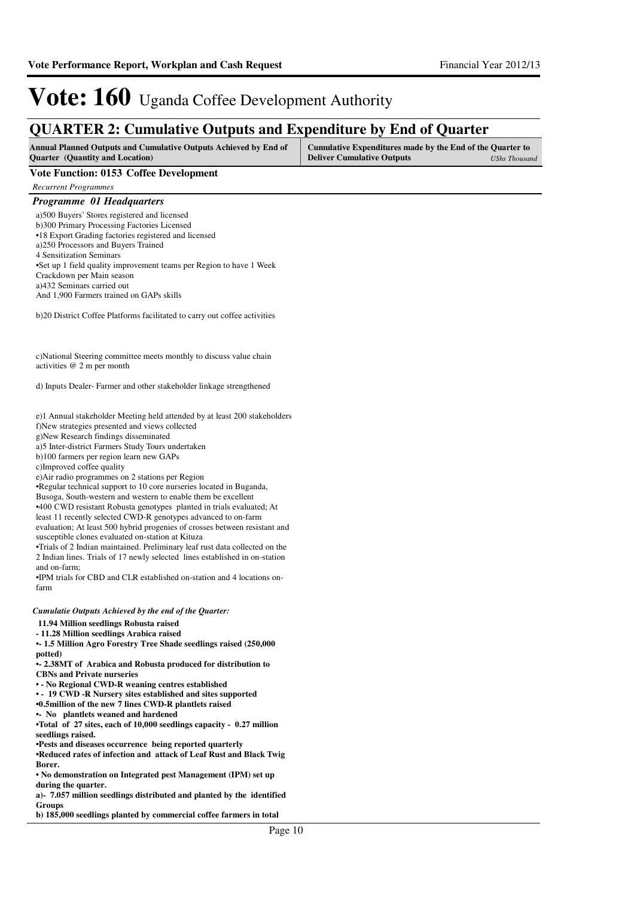# Vote: 160 Uganda Coffee Development Authority

## QUARTER 2: Cumulative Outputs and Expenditure by End of Quarter

| Annual Planned Outputs and Cumulative Outputs Achieved by End of Quarter (Quantity and Location) | Cumulative Expenditures made by the End of the Quarter to Deliver Cumulative Outputs *UShs Thousand* |
|---|---|

### Vote Function: 0153 Coffee Development

*Recurrent Programmes*

#### *Programme 01 Headquarters*

a)500 Buyers' Stores registered and licensed
b)300 Primary Processing Factories Licensed
•18 Export Grading factories registered and licensed
a)250 Processors and Buyers Trained
4 Sensitization Seminars
•Set up 1 field quality improvement teams per Region to have 1 Week Crackdown per Main season
a)432 Seminars carried out
And 1,900 Farmers trained on GAPs skills

b)20 District Coffee Platforms facilitated to carry out coffee activities

c)National Steering committee meets monthly to discuss value chain activities @ 2 m per month

d) Inputs Dealer- Farmer and other stakeholder linkage strengthened

e)1 Annual stakeholder Meeting held attended by at least 200 stakeholders
f)New strategies presented and views collected
g)New Research findings disseminated
a)5 Inter-district Farmers Study Tours undertaken
b)100 farmers per region learn new GAPs
c)Improved coffee quality
e)Air radio programmes on 2 stations per Region
•Regular technical support to 10 core nurseries located in Buganda, Busoga, South-western and western to enable them be excellent
•400 CWD resistant Robusta genotypes planted in trials evaluated; At least 11 recently selected CWD-R genotypes advanced to on-farm evaluation; At least 500 hybrid progenies of crosses between resistant and susceptible clones evaluated on-station at Kituza
•Trials of 2 Indian maintained. Preliminary leaf rust data collected on the 2 Indian lines. Trials of 17 newly selected lines established in on-station and on-farm;
•IPM trials for CBD and CLR established on-station and 4 locations on-farm

*Cumulatie Outputs Achieved by the end of the Quarter:*

**11.94 Million seedlings Robusta raised**
**- 11.28 Million seedlings Arabica raised**
**•- 1.5 Million Agro Forestry Tree Shade seedlings raised (250,000 potted)**
**•- 2.38MT of Arabica and Robusta produced for distribution to CBNs and Private nurseries**
**• - No Regional CWD-R weaning centres established**
**• - 19 CWD -R Nursery sites established and sites supported**
**•0.5million of the new 7 lines CWD-R plantlets raised**
**•- No plantlets weaned and hardened**
**•Total of 27 sites, each of 10,000 seedlings capacity - 0.27 million seedlings raised.**
**•Pests and diseases occurrence being reported quarterly**
**•Reduced rates of infection and attack of Leaf Rust and Black Twig Borer.**
**• No demonstration on Integrated pest Management (IPM) set up during the quarter.**
**a)- 7.057 million seedlings distributed and planted by the identified Groups**
**b) 185,000 seedlings planted by commercial coffee farmers in total**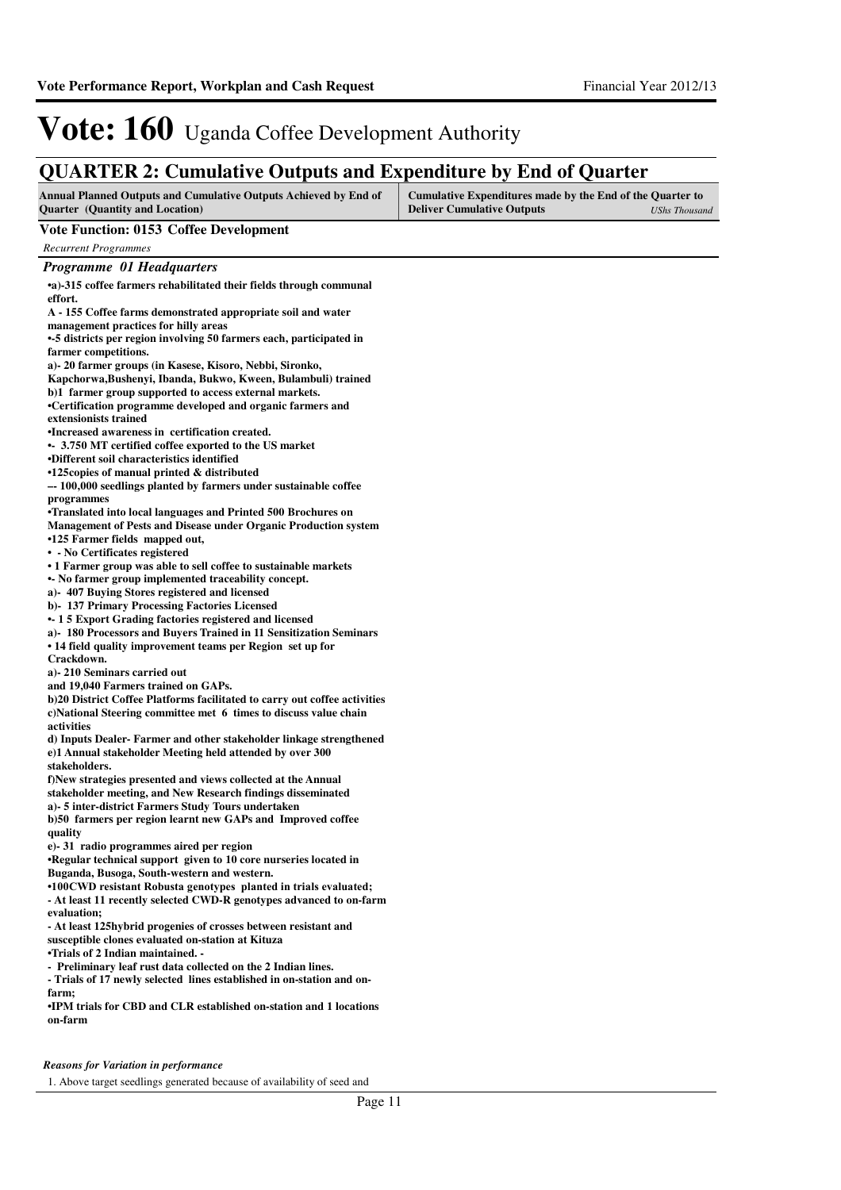# Vote: 160 Uganda Coffee Development Authority

## QUARTER 2: Cumulative Outputs and Expenditure by End of Quarter

| Annual Planned Outputs and Cumulative Outputs Achieved by End of Quarter (Quantity and Location) | Cumulative Expenditures made by the End of the Quarter to Deliver Cumulative Outputs *UShs Thousand* |
|---|---|

**Vote Function: 0153 Coffee Development**

*Recurrent Programmes*

### *Programme 01 Headquarters*

**•a)-315 coffee farmers rehabilitated their fields through communal effort.**
**A - 155 Coffee farms demonstrated appropriate soil and water management practices for hilly areas**
**•-5 districts per region involving 50 farmers each, participated in farmer competitions.**
**a)- 20 farmer groups (in Kasese, Kisoro, Nebbi, Sironko, Kapchorwa,Bushenyi, Ibanda, Bukwo, Kween, Bulambuli) trained**
**b)1 farmer group supported to access external markets.**
**•Certification programme developed and organic farmers and extensionists trained**
**•Increased awareness in certification created.**
**•- 3.750 MT certified coffee exported to the US market**
**•Different soil characteristics identified**
**•125copies of manual printed & distributed**
**–- 100,000 seedlings planted by farmers under sustainable coffee programmes**
**•Translated into local languages and Printed 500 Brochures on Management of Pests and Disease under Organic Production system**
**•125 Farmer fields mapped out,**
**• - No Certificates registered**
**• 1 Farmer group was able to sell coffee to sustainable markets**
**•- No farmer group implemented traceability concept.**
**a)- 407 Buying Stores registered and licensed**
**b)- 137 Primary Processing Factories Licensed**
**•- 1 5 Export Grading factories registered and licensed**
**a)- 180 Processors and Buyers Trained in 11 Sensitization Seminars**
**• 14 field quality improvement teams per Region set up for Crackdown.**
**a)- 210 Seminars carried out**
**and 19,040 Farmers trained on GAPs.**
**b)20 District Coffee Platforms facilitated to carry out coffee activities**
**c)National Steering committee met 6 times to discuss value chain activities**
**d) Inputs Dealer- Farmer and other stakeholder linkage strengthened**
**e)1 Annual stakeholder Meeting held attended by over 300 stakeholders.**
**f)New strategies presented and views collected at the Annual stakeholder meeting, and New Research findings disseminated**
**a)- 5 inter-district Farmers Study Tours undertaken**
**b)50 farmers per region learnt new GAPs and Improved coffee quality**
**e)- 31 radio programmes aired per region**
**•Regular technical support given to 10 core nurseries located in Buganda, Busoga, South-western and western.**
**•100CWD resistant Robusta genotypes planted in trials evaluated;**
**- At least 11 recently selected CWD-R genotypes advanced to on-farm evaluation;**
**- At least 125hybrid progenies of crosses between resistant and susceptible clones evaluated on-station at Kituza**
**•Trials of 2 Indian maintained. -**
**- Preliminary leaf rust data collected on the 2 Indian lines.**
**- Trials of 17 newly selected lines established in on-station and on-farm;**
**•IPM trials for CBD and CLR established on-station and 1 locations on-farm**

***Reasons for Variation in performance***

1. Above target seedlings generated because of availability of seed and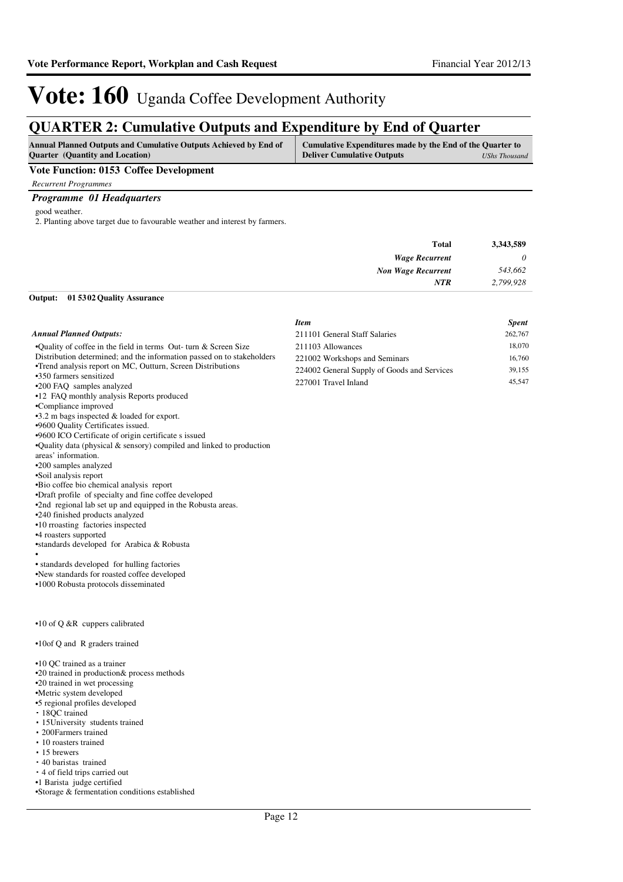# Vote: 160 Uganda Coffee Development Authority

## QUARTER 2: Cumulative Outputs and Expenditure by End of Quarter

| Annual Planned Outputs and Cumulative Outputs Achieved by End of Quarter (Quantity and Location) | Cumulative Expenditures made by the End of the Quarter to Deliver Cumulative Outputs *UShs Thousand* |
|---|---|

**Vote Function: 0153 Coffee Development**

*Recurrent Programmes*

### *Programme 01 Headquarters*

good weather.
2. Planting above target due to favourable weather and interest by farmers.

| | |
|---|---|
| **Total** | **3,343,589** |
| ***Wage Recurrent*** | *0* |
| ***Non Wage Recurrent*** | *543,662* |
| ***NTR*** | *2,799,928* |

**Output: 01 5302 Quality Assurance**

*Annual Planned Outputs:*

•Quality of coffee in the field in terms Out- turn & Screen Size Distribution determined; and the information passed on to stakeholders
•Trend analysis report on MC, Outturn, Screen Distributions
•350 farmers sensitized
•200 FAQ samples analyzed
•12 FAQ monthly analysis Reports produced
•Compliance improved
•3.2 m bags inspected & loaded for export.
•9600 Quality Certificates issued.
•9600 ICO Certificate of origin certificate s issued
•Quality data (physical & sensory) compiled and linked to production areas' information.
•200 samples analyzed
•Soil analysis report
•Bio coffee bio chemical analysis report
•Draft profile of specialty and fine coffee developed
•2nd regional lab set up and equipped in the Robusta areas.
•240 finished products analyzed
•10 rroasting factories inspected
•4 roasters supported
•standards developed for Arabica & Robusta
•
• standards developed for hulling factories
•New standards for roasted coffee developed
•1000 Robusta protocols disseminated

•10 of Q &R cuppers calibrated

•10of Q and R graders trained

•10 QC trained as a trainer
•20 trained in production& process methods
•20 trained in wet processing
•Metric system developed
•5 regional profiles developed
・18QC trained
・15University students trained
・200Farmers trained
・10 roasters trained
・15 brewers
・40 baristas trained
・4 of field trips carried out
•1 Barista judge certified
•Storage & fermentation conditions established

| *Item* | *Spent* |
|---|---|
| 211101 General Staff Salaries | 262,767 |
| 211103 Allowances | 18,070 |
| 221002 Workshops and Seminars | 16,760 |
| 224002 General Supply of Goods and Services | 39,155 |
| 227001 Travel Inland | 45,547 |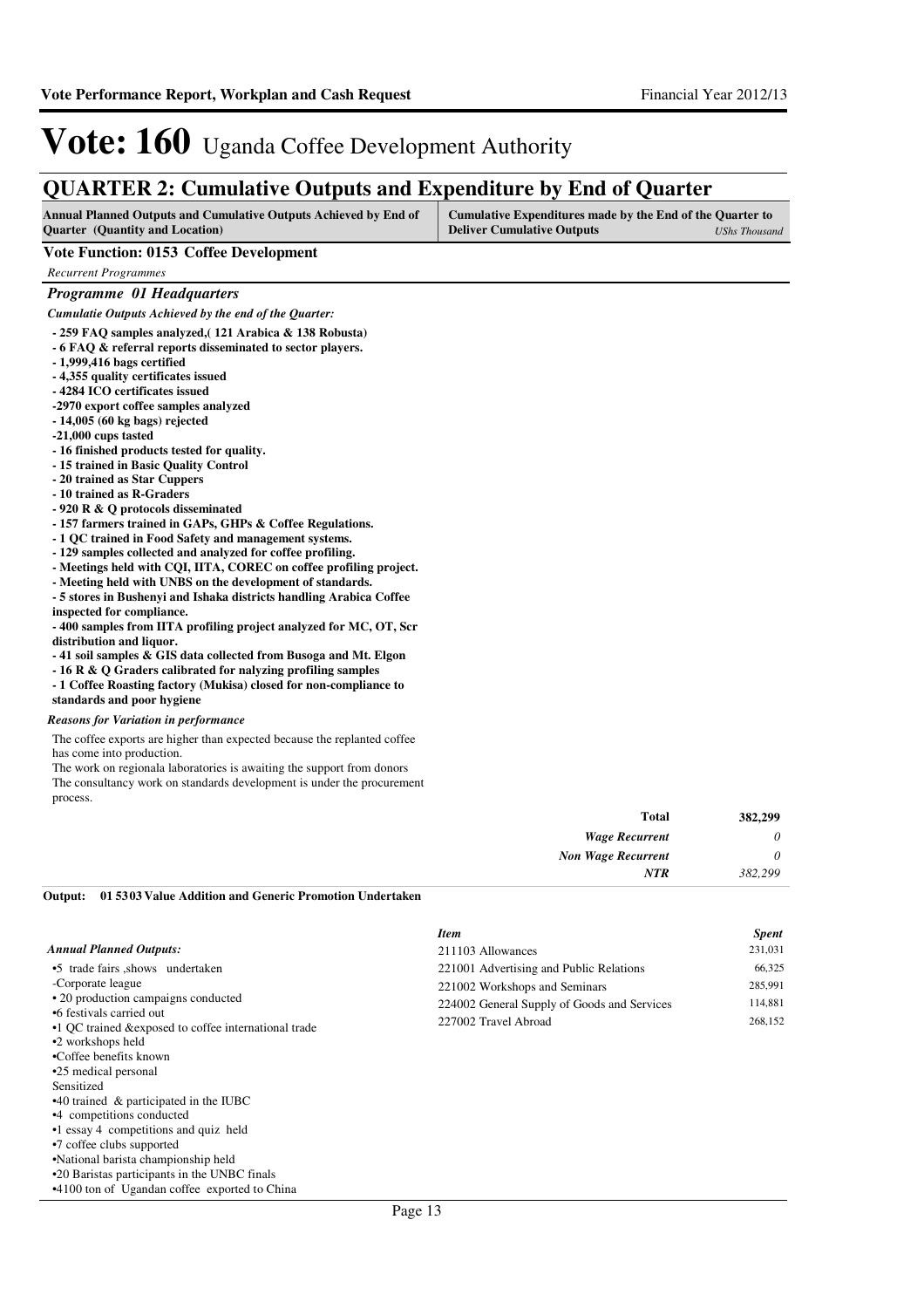# Vote: 160 Uganda Coffee Development Authority

## QUARTER 2: Cumulative Outputs and Expenditure by End of Quarter

| Annual Planned Outputs and Cumulative Outputs Achieved by End of Quarter (Quantity and Location) | Cumulative Expenditures made by the End of the Quarter to Deliver Cumulative Outputs *UShs Thousand* |
|---|---|

**Vote Function: 0153 Coffee Development**

*Recurrent Programmes*

### *Programme 01 Headquarters*

*Cumulatie Outputs Achieved by the end of the Quarter:*

**- 259 FAQ samples analyzed,( 121 Arabica & 138 Robusta)**
**- 6 FAQ & referral reports disseminated to sector players.**
**- 1,999,416 bags certified**
**- 4,355 quality certificates issued**
**- 4284 ICO certificates issued**
**-2970 export coffee samples analyzed**
**- 14,005 (60 kg bags) rejected**
**-21,000 cups tasted**
**- 16 finished products tested for quality.**
**- 15 trained in Basic Quality Control**
**- 20 trained as Star Cuppers**
**- 10 trained as R-Graders**
**- 920 R & Q protocols disseminated**
**- 157 farmers trained in GAPs, GHPs & Coffee Regulations.**
**- 1 QC trained in Food Safety and management systems.**
**- 129 samples collected and analyzed for coffee profiling.**
**- Meetings held with CQI, IITA, COREC on coffee profiling project.**
**- Meeting held with UNBS on the development of standards.**
**- 5 stores in Bushenyi and Ishaka districts handling Arabica Coffee inspected for compliance.**
**- 400 samples from IITA profiling project analyzed for MC, OT, Scr distribution and liquor.**
**- 41 soil samples & GIS data collected from Busoga and Mt. Elgon**
**- 16 R & Q Graders calibrated for nalyzing profiling samples**
**- 1 Coffee Roasting factory (Mukisa) closed for non-compliance to standards and poor hygiene**

*Reasons for Variation in performance*

The coffee exports are higher than expected because the replanted coffee has come into production.
The work on regionala laboratories is awaiting the support from donors
The consultancy work on standards development is under the procurement process.

| | |
|---|---|
| **Total** | **382,299** |
| *Wage Recurrent* | *0* |
| *Non Wage Recurrent* | *0* |
| *NTR* | *382,299* |

**Output: 01 5303 Value Addition and Generic Promotion Undertaken**

*Annual Planned Outputs:*

•5 trade fairs ,shows undertaken
-Corporate league
• 20 production campaigns conducted
•6 festivals carried out
•1 QC trained &exposed to coffee international trade
•2 workshops held
•Coffee benefits known
•25 medical personal
Sensitized
•40 trained & participated in the IUBC
•4 competitions conducted
•1 essay 4 competitions and quiz held
•7 coffee clubs supported
•National barista championship held
•20 Baristas participants in the UNBC finals
•4100 ton of Ugandan coffee exported to China

| *Item* | *Spent* |
|---|---|
| 211103 Allowances | 231,031 |
| 221001 Advertising and Public Relations | 66,325 |
| 221002 Workshops and Seminars | 285,991 |
| 224002 General Supply of Goods and Services | 114,881 |
| 227002 Travel Abroad | 268,152 |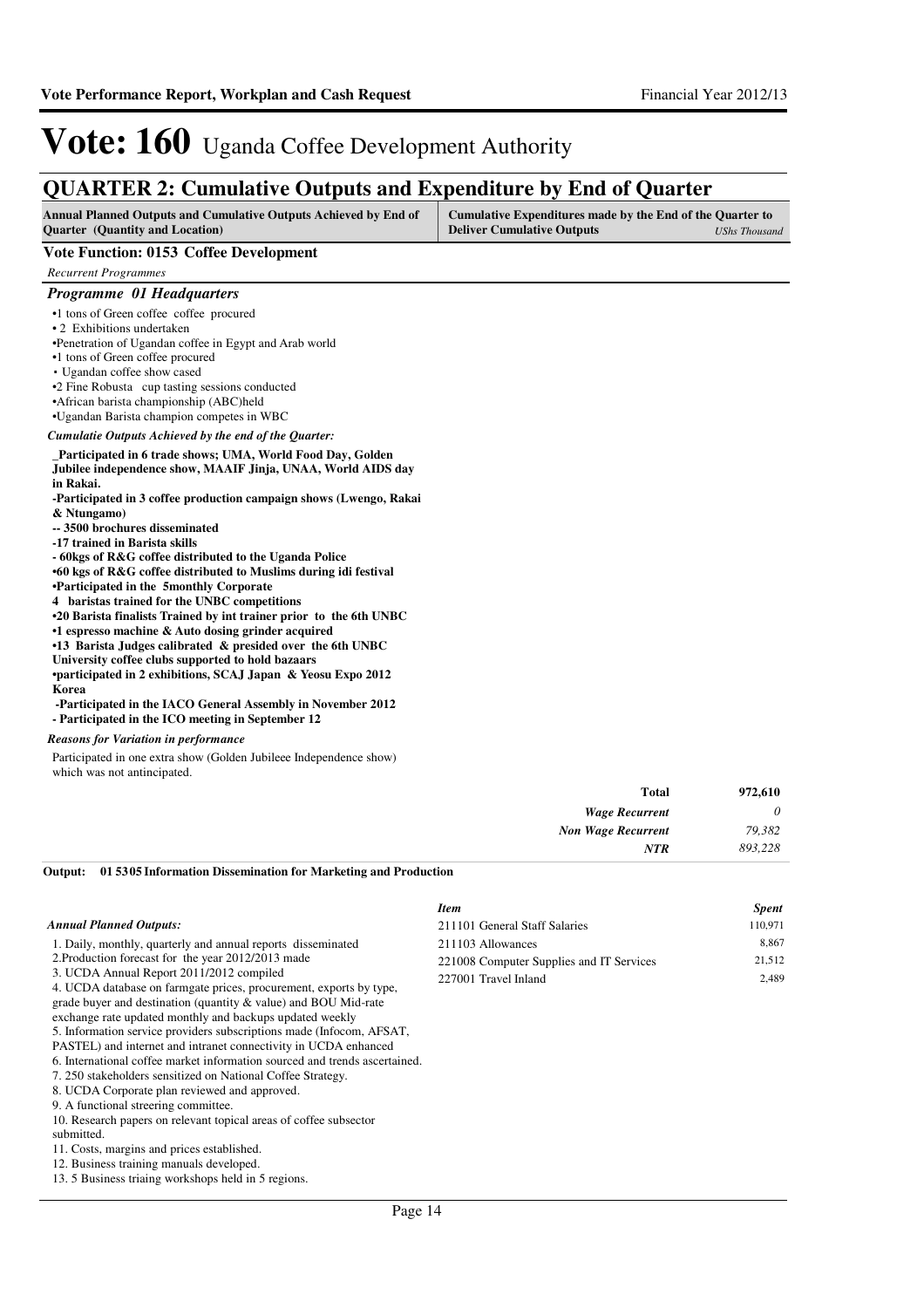# Vote: 160 Uganda Coffee Development Authority

## QUARTER 2: Cumulative Outputs and Expenditure by End of Quarter

| Annual Planned Outputs and Cumulative Outputs Achieved by End of Quarter (Quantity and Location) | Cumulative Expenditures made by the End of the Quarter to Deliver Cumulative Outputs *UShs Thousand* |
|---|---|

### Vote Function: 0153 Coffee Development

*Recurrent Programmes*

#### *Programme 01 Headquarters*

•1 tons of Green coffee coffee procured
• 2 Exhibitions undertaken
•Penetration of Ugandan coffee in Egypt and Arab world
•1 tons of Green coffee procured
• Ugandan coffee show cased
•2 Fine Robusta cup tasting sessions conducted
•African barista championship (ABC)held
•Ugandan Barista champion competes in WBC

*Cumulatie Outputs Achieved by the end of the Quarter:*

**_Participated in 6 trade shows; UMA, World Food Day, Golden Jubilee independence show, MAAIF Jinja, UNAA, World AIDS day in Rakai.**
**-Participated in 3 coffee production campaign shows (Lwengo, Rakai & Ntungamo)**
**-- 3500 brochures disseminated**
**-17 trained in Barista skills**
**- 60kgs of R&G coffee distributed to the Uganda Police**
**•60 kgs of R&G coffee distributed to Muslims during idi festival**
**•Participated in the 5monthly Corporate**
**4 baristas trained for the UNBC competitions**
**•20 Barista finalists Trained by int trainer prior to the 6th UNBC**
**•1 espresso machine & Auto dosing grinder acquired**
**•13 Barista Judges calibrated & presided over the 6th UNBC**
**University coffee clubs supported to hold bazaars**
**•participated in 2 exhibitions, SCAJ Japan & Yeosu Expo 2012 Korea**
**-Participated in the IACO General Assembly in November 2012**
**- Participated in the ICO meeting in September 12**

*Reasons for Variation in performance*

Participated in one extra show (Golden Jubileee Independence show) which was not antincipated.

| | |
|---|---|
| **Total** | **972,610** |
| *Wage Recurrent* | *0* |
| *Non Wage Recurrent* | *79,382* |
| *NTR* | *893,228* |

**Output: 01 5305 Information Dissemination for Marketing and Production**

*Annual Planned Outputs:*

1. Daily, monthly, quarterly and annual reports disseminated
2.Production forecast for the year 2012/2013 made
3. UCDA Annual Report 2011/2012 compiled
4. UCDA database on farmgate prices, procurement, exports by type, grade buyer and destination (quantity & value) and BOU Mid-rate exchange rate updated monthly and backups updated weekly
5. Information service providers subscriptions made (Infocom, AFSAT, PASTEL) and internet and intranet connectivity in UCDA enhanced
6. International coffee market information sourced and trends ascertained.
7. 250 stakeholders sensitized on National Coffee Strategy.
8. UCDA Corporate plan reviewed and approved.
9. A functional streering committee.
10. Research papers on relevant topical areas of coffee subsector submitted.
11. Costs, margins and prices established.
12. Business training manuals developed.
13. 5 Business triaing workshops held in 5 regions.

| *Item* | *Spent* |
|---|---|
| 211101 General Staff Salaries | 110,971 |
| 211103 Allowances | 8,867 |
| 221008 Computer Supplies and IT Services | 21,512 |
| 227001 Travel Inland | 2,489 |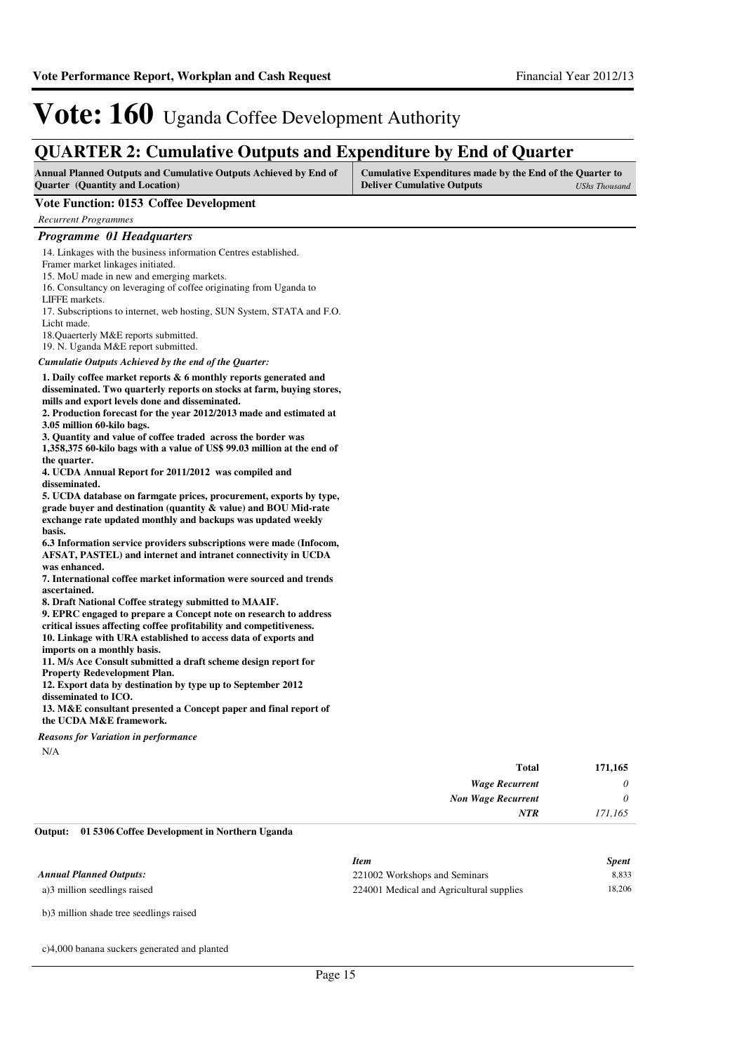# Vote: 160 Uganda Coffee Development Authority

## QUARTER 2: Cumulative Outputs and Expenditure by End of Quarter

| Annual Planned Outputs and Cumulative Outputs Achieved by End of Quarter (Quantity and Location) | Cumulative Expenditures made by the End of the Quarter to Deliver Cumulative Outputs *UShs Thousand* |
|---|---|

### Vote Function: 0153 Coffee Development

*Recurrent Programmes*

#### *Programme 01 Headquarters*

14. Linkages with the business information Centres established.
Framer market linkages initiated.
15. MoU made in new and emerging markets.
16. Consultancy on leveraging of coffee originating from Uganda to LIFFE markets.
17. Subscriptions to internet, web hosting, SUN System, STATA and F.O. Licht made.
18.Quaerterly M&E reports submitted.
19. N. Uganda M&E report submitted.

*Cumulatie Outputs Achieved by the end of the Quarter:*

**1. Daily coffee market reports & 6 monthly reports generated and disseminated. Two quarterly reports on stocks at farm, buying stores, mills and export levels done and disseminated.**
**2. Production forecast for the year 2012/2013 made and estimated at 3.05 million 60-kilo bags.**
**3. Quantity and value of coffee traded across the border was 1,358,375 60-kilo bags with a value of US$ 99.03 million at the end of the quarter.**
**4. UCDA Annual Report for 2011/2012 was compiled and disseminated.**
**5. UCDA database on farmgate prices, procurement, exports by type, grade buyer and destination (quantity & value) and BOU Mid-rate exchange rate updated monthly and backups was updated weekly basis.**
**6.3 Information service providers subscriptions were made (Infocom, AFSAT, PASTEL) and internet and intranet connectivity in UCDA was enhanced.**
**7. International coffee market information were sourced and trends ascertained.**
**8. Draft National Coffee strategy submitted to MAAIF.**
**9. EPRC engaged to prepare a Concept note on research to address critical issues affecting coffee profitability and competitiveness.**
**10. Linkage with URA established to access data of exports and imports on a monthly basis.**
**11. M/s Ace Consult submitted a draft scheme design report for Property Redevelopment Plan.**
**12. Export data by destination by type up to September 2012 disseminated to ICO.**
**13. M&E consultant presented a Concept paper and final report of the UCDA M&E framework.**

*Reasons for Variation in performance*

N/A

| | |
|---|---|
| **Total** | **171,165** |
| *Wage Recurrent* | *0* |
| *Non Wage Recurrent* | *0* |
| *NTR* | *171,165* |

**Output: 01 5306 Coffee Development in Northern Uganda**

*Annual Planned Outputs:*

a)3 million seedlings raised

b)3 million shade tree seedlings raised

c)4,000 banana suckers generated and planted

| *Item* | *Spent* |
|---|---|
| 221002 Workshops and Seminars | 8,833 |
| 224001 Medical and Agricultural supplies | 18,206 |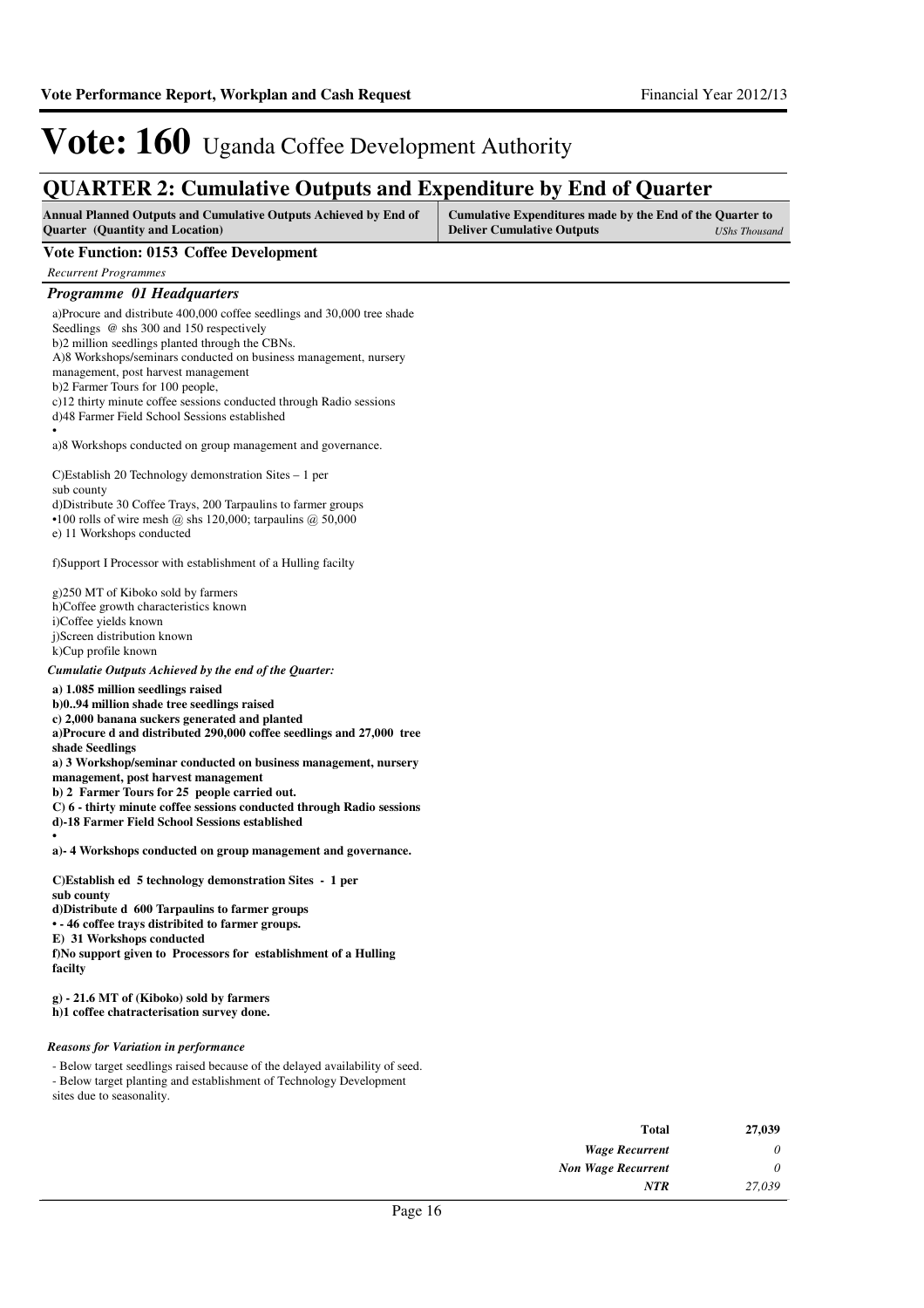# Vote: 160 Uganda Coffee Development Authority

## QUARTER 2: Cumulative Outputs and Expenditure by End of Quarter

| Annual Planned Outputs and Cumulative Outputs Achieved by End of Quarter (Quantity and Location) | Cumulative Expenditures made by the End of the Quarter to Deliver Cumulative Outputs *UShs Thousand* |
|---|---|

### Vote Function: 0153 Coffee Development

*Recurrent Programmes*

#### *Programme 01 Headquarters*

a)Procure and distribute 400,000 coffee seedlings and 30,000 tree shade Seedlings @ shs 300 and 150 respectively
b)2 million seedlings planted through the CBNs.
A)8 Workshops/seminars conducted on business management, nursery management, post harvest management
b)2 Farmer Tours for 100 people,
c)12 thirty minute coffee sessions conducted through Radio sessions
d)48 Farmer Field School Sessions established
•
a)8 Workshops conducted on group management and governance.

C)Establish 20 Technology demonstration Sites – 1 per sub county
d)Distribute 30 Coffee Trays, 200 Tarpaulins to farmer groups
•100 rolls of wire mesh @ shs 120,000; tarpaulins @ 50,000
e) 11 Workshops conducted

f)Support I Processor with establishment of a Hulling facilty

g)250 MT of Kiboko sold by farmers
h)Coffee growth characteristics known
i)Coffee yields known
j)Screen distribution known
k)Cup profile known

***Cumulatie Outputs Achieved by the end of the Quarter:***

**a) 1.085 million seedlings raised**
**b)0..94 million shade tree seedlings raised**
**c) 2,000 banana suckers generated and planted**
**a)Procure d and distributed 290,000 coffee seedlings and 27,000 tree shade Seedlings**
**a) 3 Workshop/seminar conducted on business management, nursery management, post harvest management**
**b) 2 Farmer Tours for 25 people carried out.**
**C) 6 - thirty minute coffee sessions conducted through Radio sessions**
**d)-18 Farmer Field School Sessions established**
**•**
**a)- 4 Workshops conducted on group management and governance.**

**C)Establish ed 5 technology demonstration Sites - 1 per sub county**
**d)Distribute d 600 Tarpaulins to farmer groups**
**• - 46 coffee trays distribited to farmer groups.**
**E) 31 Workshops conducted**
**f)No support given to Processors for establishment of a Hulling facilty**

**g) - 21.6 MT of (Kiboko) sold by farmers**
**h)1 coffee chatracterisation survey done.**

***Reasons for Variation in performance***

- Below target seedlings raised because of the delayed availability of seed.
- Below target planting and establishment of Technology Development sites due to seasonality.

| | |
|---|---|
| **Total** | **27,039** |
| *Wage Recurrent* | *0* |
| *Non Wage Recurrent* | *0* |
| *NTR* | *27,039* |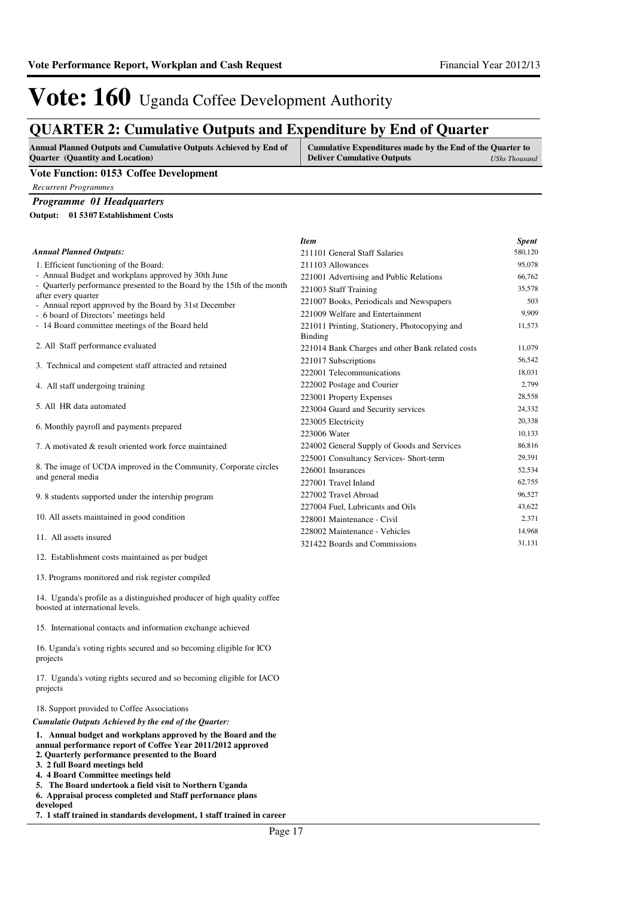# Vote: 160 Uganda Coffee Development Authority

## QUARTER 2: Cumulative Outputs and Expenditure by End of Quarter

| Annual Planned Outputs and Cumulative Outputs Achieved by End of Quarter (Quantity and Location) | Cumulative Expenditures made by the End of the Quarter to Deliver Cumulative Outputs *UShs Thousand* |
|---|---|

**Vote Function: 0153 Coffee Development**

*Recurrent Programmes*

### *Programme 01 Headquarters*

**Output: 01 5307 Establishment Costs**

*Annual Planned Outputs:*

1. Efficient functioning of the Board:
- Annual Budget and workplans approved by 30th June
- Quarterly performance presented to the Board by the 15th of the month after every quarter
- Annual report approved by the Board by 31st December
- 6 board of Directors' meetings held
- 14 Board committee meetings of the Board held

2. All Staff performance evaluated

3. Technical and competent staff attracted and retained

4. All staff undergoing training

5. All HR data automated

6. Monthly payroll and payments prepared

7. A motivated & result oriented work force maintained

8. The image of UCDA improved in the Community, Corporate circles and general media

9. 8 students supported under the intership program

10. All assets maintained in good condition

11. All assets insured

12. Establishment costs maintained as per budget

13. Programs monitored and risk register compiled

14. Uganda's profile as a distinguished producer of high quality coffee boosted at international levels.

15. International contacts and information exchange achieved

16. Uganda's voting rights secured and so becoming eligible for ICO projects

17. Uganda's voting rights secured and so becoming eligible for IACO projects

18. Support provided to Coffee Associations

*Cumulatie Outputs Achieved by the end of the Quarter:*

**1. Annual budget and workplans approved by the Board and the annual performance report of Coffee Year 2011/2012 approved**
**2. Quarterly performance presented to the Board**
**3. 2 full Board meetings held**
**4. 4 Board Committee meetings held**
**5. The Board undertook a field visit to Northern Uganda**
**6. Appraisal process completed and Staff perfornance plans developed**
**7. 1 staff trained in standards development, 1 staff trained in career**

| *Item* | *Spent* |
|---|---|
| 211101 General Staff Salaries | 580,120 |
| 211103 Allowances | 95,078 |
| 221001 Advertising and Public Relations | 66,762 |
| 221003 Staff Training | 35,578 |
| 221007 Books, Periodicals and Newspapers | 503 |
| 221009 Welfare and Entertainment | 9,909 |
| 221011 Printing, Stationery, Photocopying and Binding | 11,573 |
| 221014 Bank Charges and other Bank related costs | 11,079 |
| 221017 Subscriptions | 56,542 |
| 222001 Telecommunications | 18,031 |
| 222002 Postage and Courier | 2,799 |
| 223001 Property Expenses | 28,558 |
| 223004 Guard and Security services | 24,332 |
| 223005 Electricity | 20,338 |
| 223006 Water | 10,133 |
| 224002 General Supply of Goods and Services | 86,816 |
| 225001 Consultancy Services- Short-term | 29,391 |
| 226001 Insurances | 52,534 |
| 227001 Travel Inland | 62,755 |
| 227002 Travel Abroad | 96,527 |
| 227004 Fuel, Lubricants and Oils | 43,622 |
| 228001 Maintenance - Civil | 2,371 |
| 228002 Maintenance - Vehicles | 14,968 |
| 321422 Boards and Commissions | 31,131 |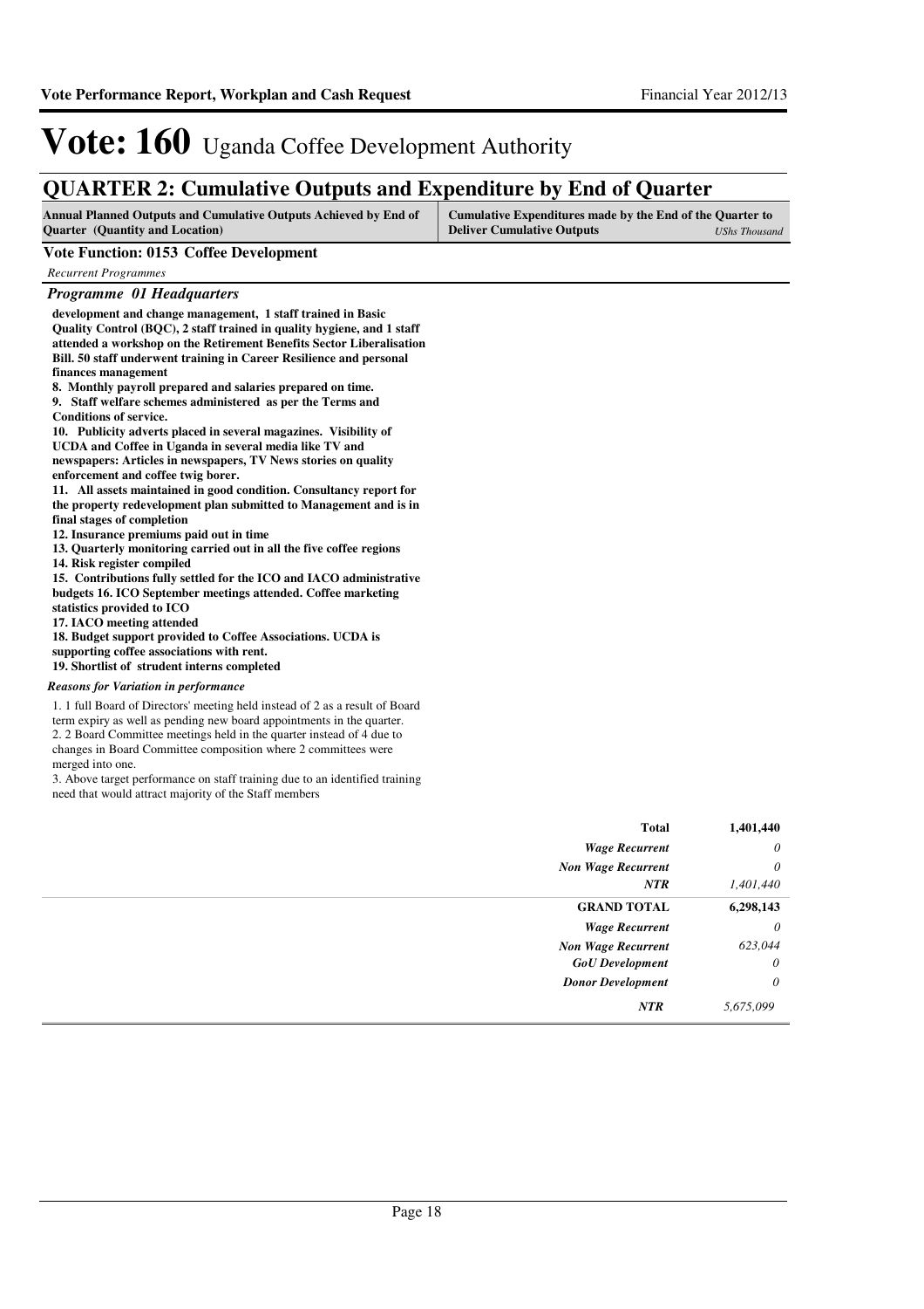# Vote: 160 Uganda Coffee Development Authority

## QUARTER 2: Cumulative Outputs and Expenditure by End of Quarter

| Annual Planned Outputs and Cumulative Outputs Achieved by End of Quarter (Quantity and Location) | Cumulative Expenditures made by the End of the Quarter to Deliver Cumulative Outputs *UShs Thousand* |
|---|---|

### Vote Function: 0153 Coffee Development

*Recurrent Programmes*

#### *Programme 01 Headquarters*

**development and change management, 1 staff trained in Basic Quality Control (BQC), 2 staff trained in quality hygiene, and 1 staff attended a workshop on the Retirement Benefits Sector Liberalisation Bill. 50 staff underwent training in Career Resilience and personal finances management**

**8. Monthly payroll prepared and salaries prepared on time.**

**9. Staff welfare schemes administered as per the Terms and Conditions of service.**

**10. Publicity adverts placed in several magazines. Visibility of UCDA and Coffee in Uganda in several media like TV and newspapers: Articles in newspapers, TV News stories on quality enforcement and coffee twig borer.**

**11. All assets maintained in good condition. Consultancy report for the property redevelopment plan submitted to Management and is in final stages of completion**

**12. Insurance premiums paid out in time**

**13. Quarterly monitoring carried out in all the five coffee regions**

**14. Risk register compiled**

**15. Contributions fully settled for the ICO and IACO administrative budgets 16. ICO September meetings attended. Coffee marketing statistics provided to ICO**

**17. IACO meeting attended**

**18. Budget support provided to Coffee Associations. UCDA is supporting coffee associations with rent.**

**19. Shortlist of strudent interns completed**

*Reasons for Variation in performance*

1. 1 full Board of Directors' meeting held instead of 2 as a result of Board term expiry as well as pending new board appointments in the quarter.
2. 2 Board Committee meetings held in the quarter instead of 4 due to changes in Board Committee composition where 2 committees were merged into one.
3. Above target performance on staff training due to an identified training need that would attract majority of the Staff members

| | |
|---|---|
| **Total** | **1,401,440** |
| *Wage Recurrent* | *0* |
| *Non Wage Recurrent* | *0* |
| *NTR* | *1,401,440* |
| **GRAND TOTAL** | **6,298,143** |
| *Wage Recurrent* | *0* |
| *Non Wage Recurrent* | *623,044* |
| *GoU Development* | *0* |
| *Donor Development* | *0* |
| *NTR* | *5,675,099* |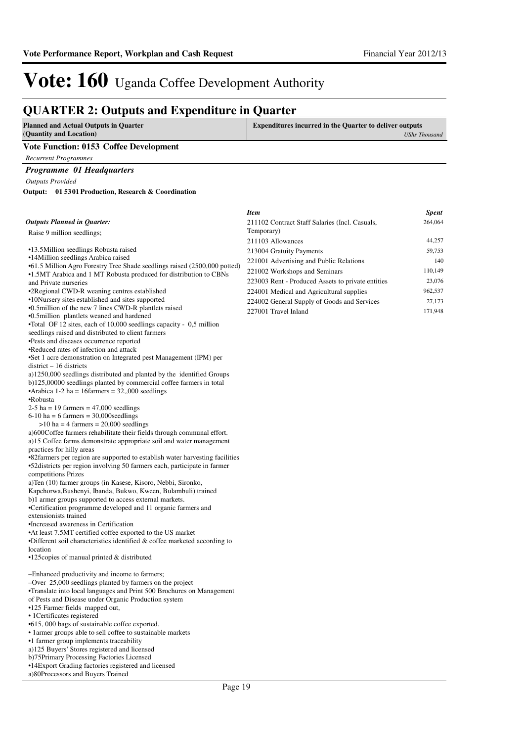# Vote: 160 Uganda Coffee Development Authority

## QUARTER 2: Outputs and Expenditure in Quarter

| Planned and Actual Outputs in Quarter (Quantity and Location) | Expenditures incurred in the Quarter to deliver outputs *UShs Thousand* |
|---|---|

### Vote Function: 0153 Coffee Development

*Recurrent Programmes*

### *Programme 01 Headquarters*

*Outputs Provided*

**Output: 01 5301 Production, Research & Coordination**

*Outputs Planned in Quarter:*

Raise 9 million seedlings;

•13.5Million seedlings Robusta raised
•14Million seedlings Arabica raised
•61.5 Million Agro Forestry Tree Shade seedlings raised (2500,000 potted)
•1.5MT Arabica and 1 MT Robusta produced for distribution to CBNs and Private nurseries
•2Regional CWD-R weaning centres established
•10Nursery sites established and sites supported
•0.5million of the new 7 lines CWD-R plantlets raised
•0.5million plantlets weaned and hardened
•Total OF 12 sites, each of 10,000 seedlings capacity - 0,5 million seedlings raised and distributed to client farmers
•Pests and diseases occurrence reported
•Reduced rates of infection and attack
•Set 1 acre demonstration on Integrated pest Management (IPM) per district – 16 districts
a)1250,000 seedlings distributed and planted by the identified Groups
b)125,00000 seedlings planted by commercial coffee farmers in total
•Arabica 1-2 ha = 16farmers = 32,,000 seedlings
•Robusta
2-5 ha = 19 farmers = 47,000 seedlings
6-10 ha = 6 farmers = 30,000seedlings
>10 ha = 4 farmers = 20,000 seedlings
a)600Coffee farmers rehabilitate their fields through communal effort.
a)15 Coffee farms demonstrate appropriate soil and water management practices for hilly areas
•82farmers per region are supported to establish water harvesting facilities
•52districts per region involving 50 farmers each, participate in farmer competitions Prizes
a)Ten (10) farmer groups (in Kasese, Kisoro, Nebbi, Sironko, Kapchorwa,Bushenyi, Ibanda, Bukwo, Kween, Bulambuli) trained
b)1 armer groups supported to access external markets.
•Certification programme developed and 11 organic farmers and extensionists trained
•Increased awareness in Certification
•At least 7.5MT certified coffee exported to the US market
•Different soil characteristics identified & coffee marketed according to location
•125copies of manual printed & distributed

–Enhanced productivity and income to farmers;
–Over 25,000 seedlings planted by farmers on the project
•Translate into local languages and Print 500 Brochures on Management of Pests and Disease under Organic Production system
•125 Farmer fields mapped out,
• 1Certificates registered
•615, 000 bags of sustainable coffee exported.
• 1armer groups able to sell coffee to sustainable markets
•1 farmer group implements traceability
a)125 Buyers' Stores registered and licensed
b)75Primary Processing Factories Licensed
•14Export Grading factories registered and licensed
a)80Processors and Buyers Trained

| *Item* | *Spent* |
|---|---|
| 211102 Contract Staff Salaries (Incl. Casuals, Temporary) | 264,064 |
| 211103 Allowances | 44,257 |
| 213004 Gratuity Payments | 59,753 |
| 221001 Advertising and Public Relations | 140 |
| 221002 Workshops and Seminars | 110,149 |
| 223003 Rent - Produced Assets to private entities | 23,076 |
| 224001 Medical and Agricultural supplies | 962,537 |
| 224002 General Supply of Goods and Services | 27,173 |
| 227001 Travel Inland | 171,948 |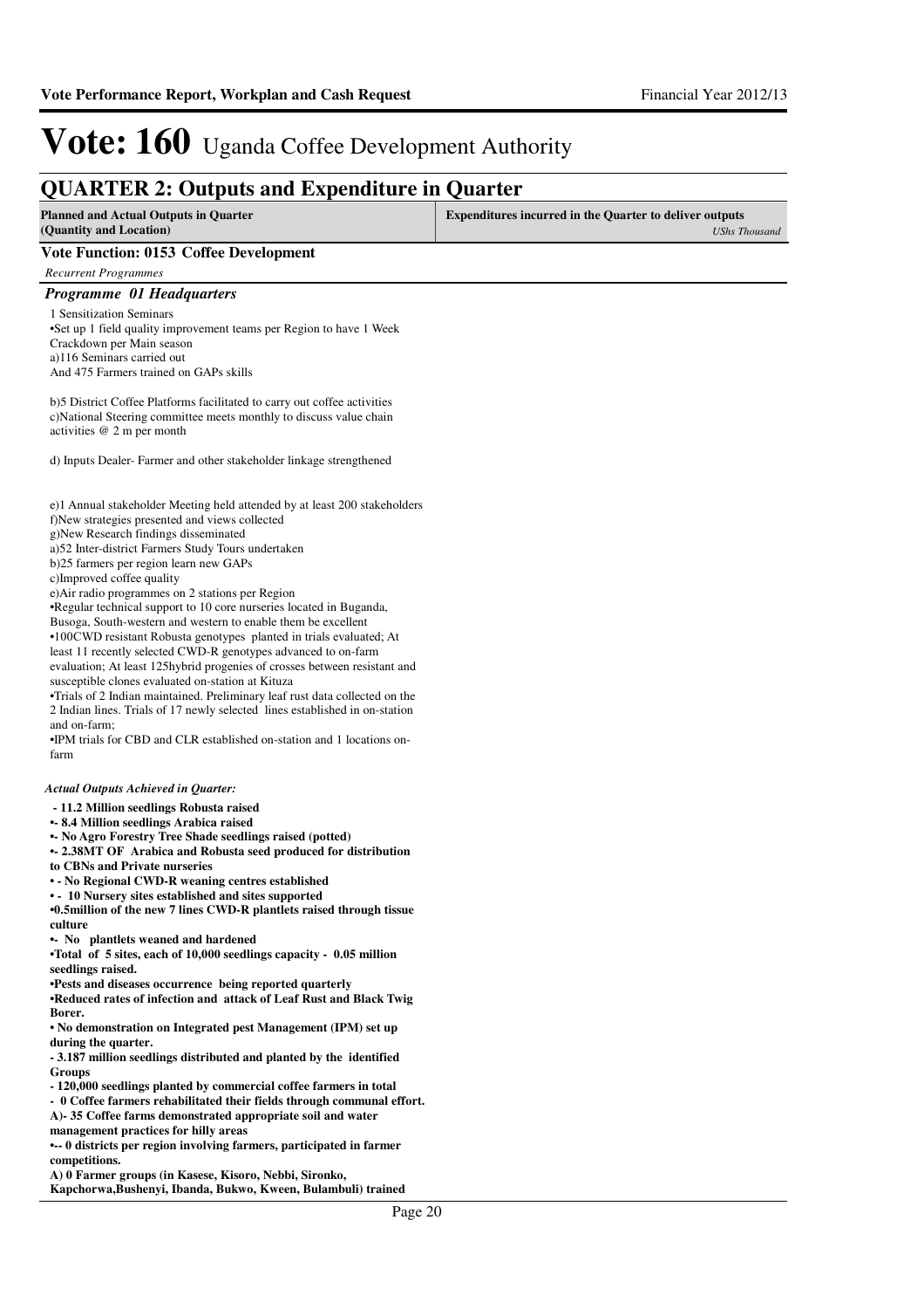# Vote: 160 Uganda Coffee Development Authority

## QUARTER 2: Outputs and Expenditure in Quarter

| Planned and Actual Outputs in Quarter (Quantity and Location) | Expenditures incurred in the Quarter to deliver outputs *UShs Thousand* |
|---|---|

### Vote Function: 0153 Coffee Development

*Recurrent Programmes*

### *Programme 01 Headquarters*

1 Sensitization Seminars
•Set up 1 field quality improvement teams per Region to have 1 Week Crackdown per Main season
a)116 Seminars carried out
And 475 Farmers trained on GAPs skills

b)5 District Coffee Platforms facilitated to carry out coffee activities
c)National Steering committee meets monthly to discuss value chain activities @ 2 m per month

d) Inputs Dealer- Farmer and other stakeholder linkage strengthened

e)1 Annual stakeholder Meeting held attended by at least 200 stakeholders
f)New strategies presented and views collected
g)New Research findings disseminated
a)52 Inter-district Farmers Study Tours undertaken
b)25 farmers per region learn new GAPs
c)Improved coffee quality
e)Air radio programmes on 2 stations per Region
•Regular technical support to 10 core nurseries located in Buganda, Busoga, South-western and western to enable them be excellent
•100CWD resistant Robusta genotypes planted in trials evaluated; At least 11 recently selected CWD-R genotypes advanced to on-farm evaluation; At least 125hybrid progenies of crosses between resistant and susceptible clones evaluated on-station at Kituza
•Trials of 2 Indian maintained. Preliminary leaf rust data collected on the 2 Indian lines. Trials of 17 newly selected lines established in on-station and on-farm;
•IPM trials for CBD and CLR established on-station and 1 locations on-farm

*Actual Outputs Achieved in Quarter:*

**- 11.2 Million seedlings Robusta raised**
**•- 8.4 Million seedlings Arabica raised**
**•- No Agro Forestry Tree Shade seedlings raised (potted)**
**•- 2.38MT OF Arabica and Robusta seed produced for distribution to CBNs and Private nurseries**
**• - No Regional CWD-R weaning centres established**
**• - 10 Nursery sites established and sites supported**
**•0.5million of the new 7 lines CWD-R plantlets raised through tissue culture**
**•- No plantlets weaned and hardened**
**•Total of 5 sites, each of 10,000 seedlings capacity - 0.05 million seedlings raised.**
**•Pests and diseases occurrence being reported quarterly**
**•Reduced rates of infection and attack of Leaf Rust and Black Twig Borer.**
**• No demonstration on Integrated pest Management (IPM) set up during the quarter.**
**- 3.187 million seedlings distributed and planted by the identified Groups**
**- 120,000 seedlings planted by commercial coffee farmers in total**
**- 0 Coffee farmers rehabilitated their fields through communal effort.**
**A)- 35 Coffee farms demonstrated appropriate soil and water management practices for hilly areas**
**•-- 0 districts per region involving farmers, participated in farmer competitions.**
**A) 0 Farmer groups (in Kasese, Kisoro, Nebbi, Sironko, Kapchorwa,Bushenyi, Ibanda, Bukwo, Kween, Bulambuli) trained**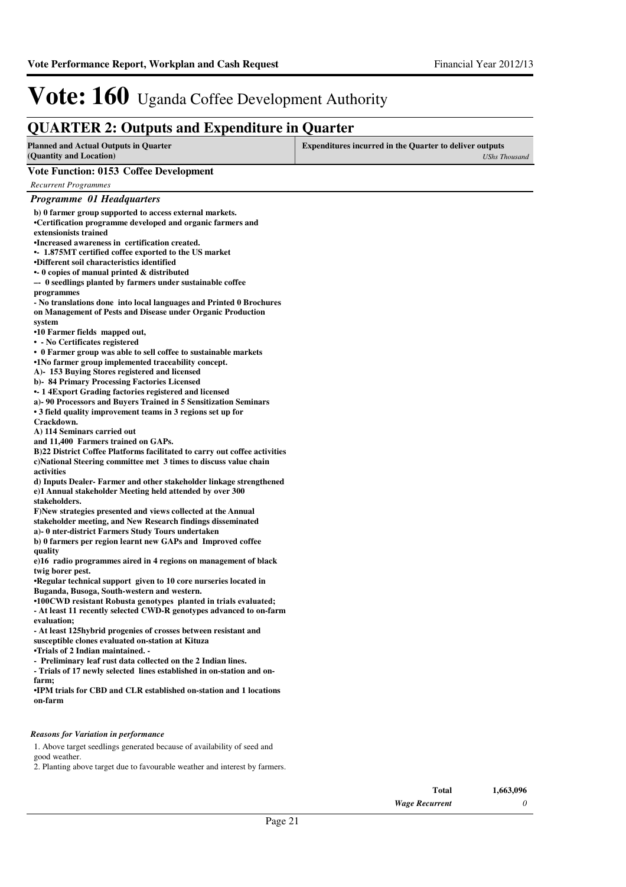# Vote: 160 Uganda Coffee Development Authority

## QUARTER 2: Outputs and Expenditure in Quarter

| Planned and Actual Outputs in Quarter (Quantity and Location) | Expenditures incurred in the Quarter to deliver outputs *UShs Thousand* |
|---|---|

**Vote Function: 0153 Coffee Development**

*Recurrent Programmes*

### *Programme 01 Headquarters*

**b) 0 farmer group supported to access external markets.**
**•Certification programme developed and organic farmers and extensionists trained**
**•Increased awareness in certification created.**
**•- 1.875MT certified coffee exported to the US market**
**•Different soil characteristics identified**
**•- 0 copies of manual printed & distributed**
**–- 0 seedlings planted by farmers under sustainable coffee programmes**
**- No translations done into local languages and Printed 0 Brochures on Management of Pests and Disease under Organic Production system**
**•10 Farmer fields mapped out,**
**• - No Certificates registered**
**• 0 Farmer group was able to sell coffee to sustainable markets**
**•1No farmer group implemented traceability concept.**
**A)- 153 Buying Stores registered and licensed**
**b)- 84 Primary Processing Factories Licensed**
**•- 1 4Export Grading factories registered and licensed**
**a)- 90 Processors and Buyers Trained in 5 Sensitization Seminars**
**• 3 field quality improvement teams in 3 regions set up for Crackdown.**
**A) 114 Seminars carried out**
**and 11,400 Farmers trained on GAPs.**
**B)22 District Coffee Platforms facilitated to carry out coffee activities**
**c)National Steering committee met 3 times to discuss value chain activities**
**d) Inputs Dealer- Farmer and other stakeholder linkage strengthened**
**e)1 Annual stakeholder Meeting held attended by over 300 stakeholders.**
**F)New strategies presented and views collected at the Annual stakeholder meeting, and New Research findings disseminated**
**a)- 0 nter-district Farmers Study Tours undertaken**
**b) 0 farmers per region learnt new GAPs and Improved coffee quality**
**e)16 radio programmes aired in 4 regions on management of black twig borer pest.**
**•Regular technical support given to 10 core nurseries located in Buganda, Busoga, South-western and western.**
**•100CWD resistant Robusta genotypes planted in trials evaluated;**
**- At least 11 recently selected CWD-R genotypes advanced to on-farm evaluation;**
**- At least 125hybrid progenies of crosses between resistant and susceptible clones evaluated on-station at Kituza**
**•Trials of 2 Indian maintained. -**
**- Preliminary leaf rust data collected on the 2 Indian lines.**
**- Trials of 17 newly selected lines established in on-station and on-farm;**
**•IPM trials for CBD and CLR established on-station and 1 locations on-farm**

*Reasons for Variation in performance*

1. Above target seedlings generated because of availability of seed and good weather.
2. Planting above target due to favourable weather and interest by farmers.

| | |
|---|---|
| **Total** | **1,663,096** |
| ***Wage Recurrent*** | *0* |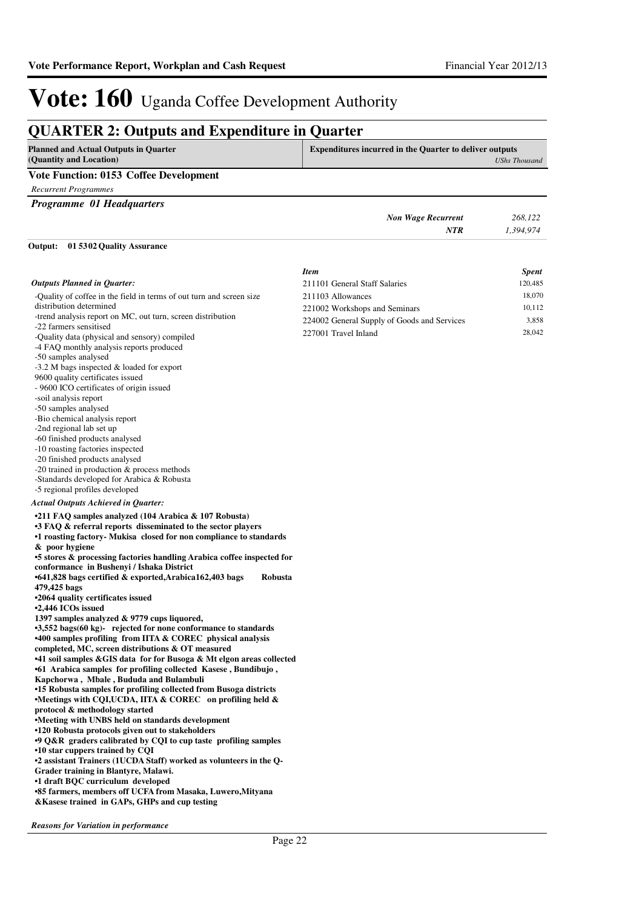# Vote: 160 Uganda Coffee Development Authority

## QUARTER 2: Outputs and Expenditure in Quarter

| Planned and Actual Outputs in Quarter (Quantity and Location) | Expenditures incurred in the Quarter to deliver outputs *UShs Thousand* |
|---|---|

### Vote Function: 0153 Coffee Development

*Recurrent Programmes*

#### *Programme 01 Headquarters*

| | |
|---|---|
| *Non Wage Recurrent* | *268,122* |
| *NTR* | *1,394,974* |

**Output: 01 5302 Quality Assurance**

*Outputs Planned in Quarter:*

-Quality of coffee in the field in terms of out turn and screen size distribution determined
-trend analysis report on MC, out turn, screen distribution
-22 farmers sensitised
-Quality data (physical and sensory) compiled
-4 FAQ monthly analysis reports produced
-50 samples analysed
-3.2 M bags inspected & loaded for export
9600 quality certificates issued
- 9600 ICO certificates of origin issued
-soil analysis report
-50 samples analysed
-Bio chemical analysis report
-2nd regional lab set up
-60 finished products analysed
-10 roasting factories inspected
-20 finished products analysed
-20 trained in production & process methods
-Standards developed for Arabica & Robusta
-5 regional profiles developed

| *Item* | *Spent* |
|---|---|
| 211101 General Staff Salaries | 120,485 |
| 211103 Allowances | 18,070 |
| 221002 Workshops and Seminars | 10,112 |
| 224002 General Supply of Goods and Services | 3,858 |
| 227001 Travel Inland | 28,042 |

*Actual Outputs Achieved in Quarter:*

**•211 FAQ samples analyzed (104 Arabica & 107 Robusta)**
**•3 FAQ & referral reports disseminated to the sector players**
**•1 roasting factory- Mukisa closed for non compliance to standards & poor hygiene**
**•5 stores & processing factories handling Arabica coffee inspected for conformance in Bushenyi / Ishaka District**
**•641,828 bags certified & exported,Arabica162,403 bags Robusta 479,425 bags**
**•2064 quality certificates issued**
**•2,446 ICOs issued**
**1397 samples analyzed & 9779 cups liquored,**
**•3,552 bags(60 kg)- rejected for none conformance to standards**
**•400 samples profiling from IITA & COREC physical analysis completed, MC, screen distributions & OT measured**
**•41 soil samples &GIS data for for Busoga & Mt elgon areas collected**
**•61 Arabica samples for profiling collected Kasese , Bundibujo , Kapchorwa , Mbale , Bududa and Bulambuli**
**•15 Robusta samples for profiling collected from Busoga districts**
**•Meetings with CQI,UCDA, IITA & COREC on profiling held & protocol & methodology started**
**•Meeting with UNBS held on standards development**
**•120 Robusta protocols given out to stakeholders**
**•9 Q&R graders calibrated by CQI to cup taste profiling samples**
**•10 star cuppers trained by CQI**
**•2 assistant Trainers (1UCDA Staff) worked as volunteers in the Q-Grader training in Blantyre, Malawi.**
**•1 draft BQC curriculum developed**
**•85 farmers, members off UCFA from Masaka, Luwero,Mityana &Kasese trained in GAPs, GHPs and cup testing**

*Reasons for Variation in performance*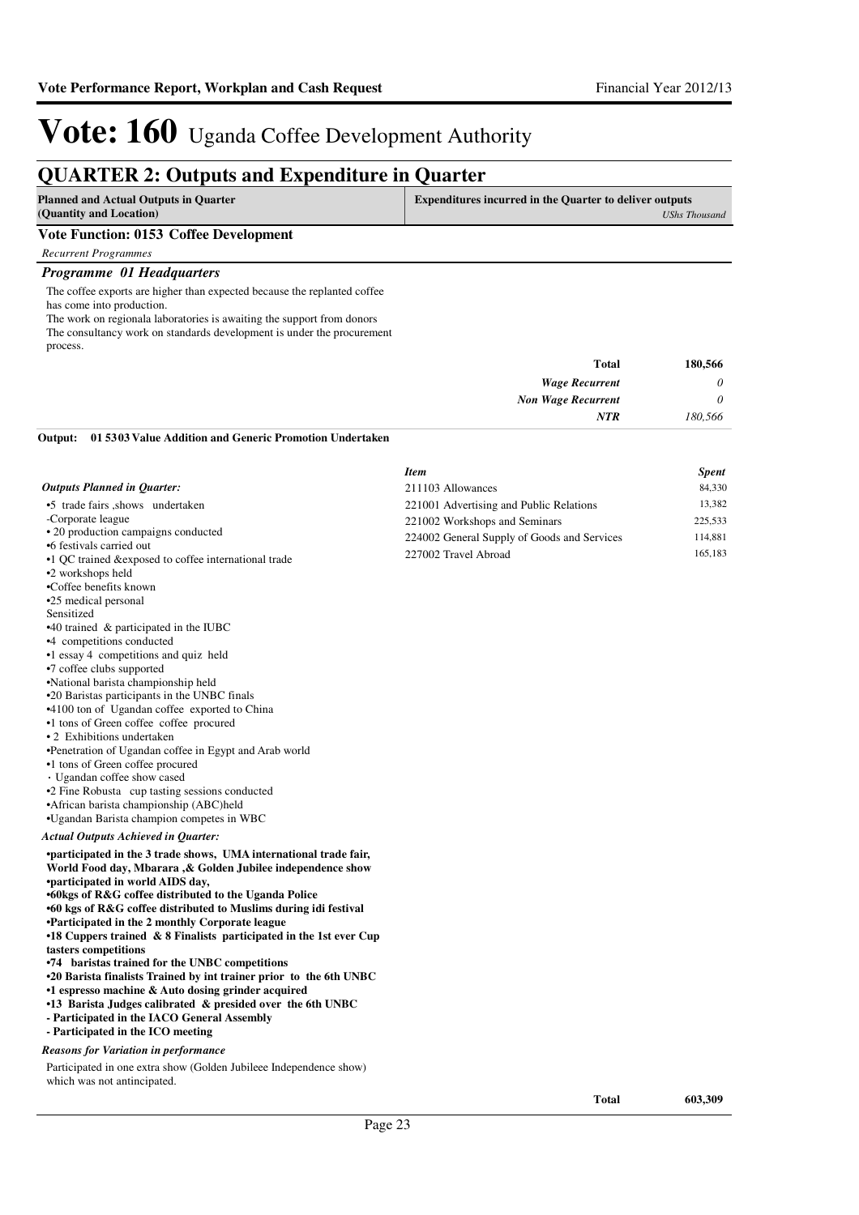# Vote: 160 Uganda Coffee Development Authority

## QUARTER 2: Outputs and Expenditure in Quarter

| Planned and Actual Outputs in Quarter (Quantity and Location) | Expenditures incurred in the Quarter to deliver outputs *UShs Thousand* |
|---|---|

### Vote Function: 0153 Coffee Development

*Recurrent Programmes*

### *Programme 01 Headquarters*

The coffee exports are higher than expected because the replanted coffee has come into production.
The work on regionala laboratories is awaiting the support from donors
The consultancy work on standards development is under the procurement process.

| | |
|---|---|
| **Total** | **180,566** |
| *Wage Recurrent* | *0* |
| *Non Wage Recurrent* | *0* |
| *NTR* | *180,566* |

**Output: 01 5303 Value Addition and Generic Promotion Undertaken**

*Outputs Planned in Quarter:*

•5 trade fairs ,shows undertaken
-Corporate league
• 20 production campaigns conducted
•6 festivals carried out
•1 QC trained &exposed to coffee international trade
•2 workshops held
•Coffee benefits known
•25 medical personal
Sensitized
•40 trained & participated in the IUBC
•4 competitions conducted
•1 essay 4 competitions and quiz held
•7 coffee clubs supported
•National barista championship held
•20 Baristas participants in the UNBC finals
•4100 ton of Ugandan coffee exported to China
•1 tons of Green coffee coffee procured
• 2 Exhibitions undertaken
•Penetration of Ugandan coffee in Egypt and Arab world
•1 tons of Green coffee procured
· Ugandan coffee show cased
•2 Fine Robusta cup tasting sessions conducted
•African barista championship (ABC)held
•Ugandan Barista champion competes in WBC

*Actual Outputs Achieved in Quarter:*

**•participated in the 3 trade shows, UMA international trade fair, World Food day, Mbarara ,& Golden Jubilee independence show**
**•participated in world AIDS day,**
**•60kgs of R&G coffee distributed to the Uganda Police**
**•60 kgs of R&G coffee distributed to Muslims during idi festival**
**•Participated in the 2 monthly Corporate league**
**•18 Cuppers trained & 8 Finalists participated in the 1st ever Cup tasters competitions**
**•74 baristas trained for the UNBC competitions**
**•20 Barista finalists Trained by int trainer prior to the 6th UNBC**
**•1 espresso machine & Auto dosing grinder acquired**
**•13 Barista Judges calibrated & presided over the 6th UNBC**
**- Participated in the IACO General Assembly**
**- Participated in the ICO meeting**

*Reasons for Variation in performance*

Participated in one extra show (Golden Jubileee Independence show) which was not antincipated.

| *Item* | *Spent* |
|---|---|
| 211103 Allowances | 84,330 |
| 221001 Advertising and Public Relations | 13,382 |
| 221002 Workshops and Seminars | 225,533 |
| 224002 General Supply of Goods and Services | 114,881 |
| 227002 Travel Abroad | 165,183 |
| **Total** | **603,309** |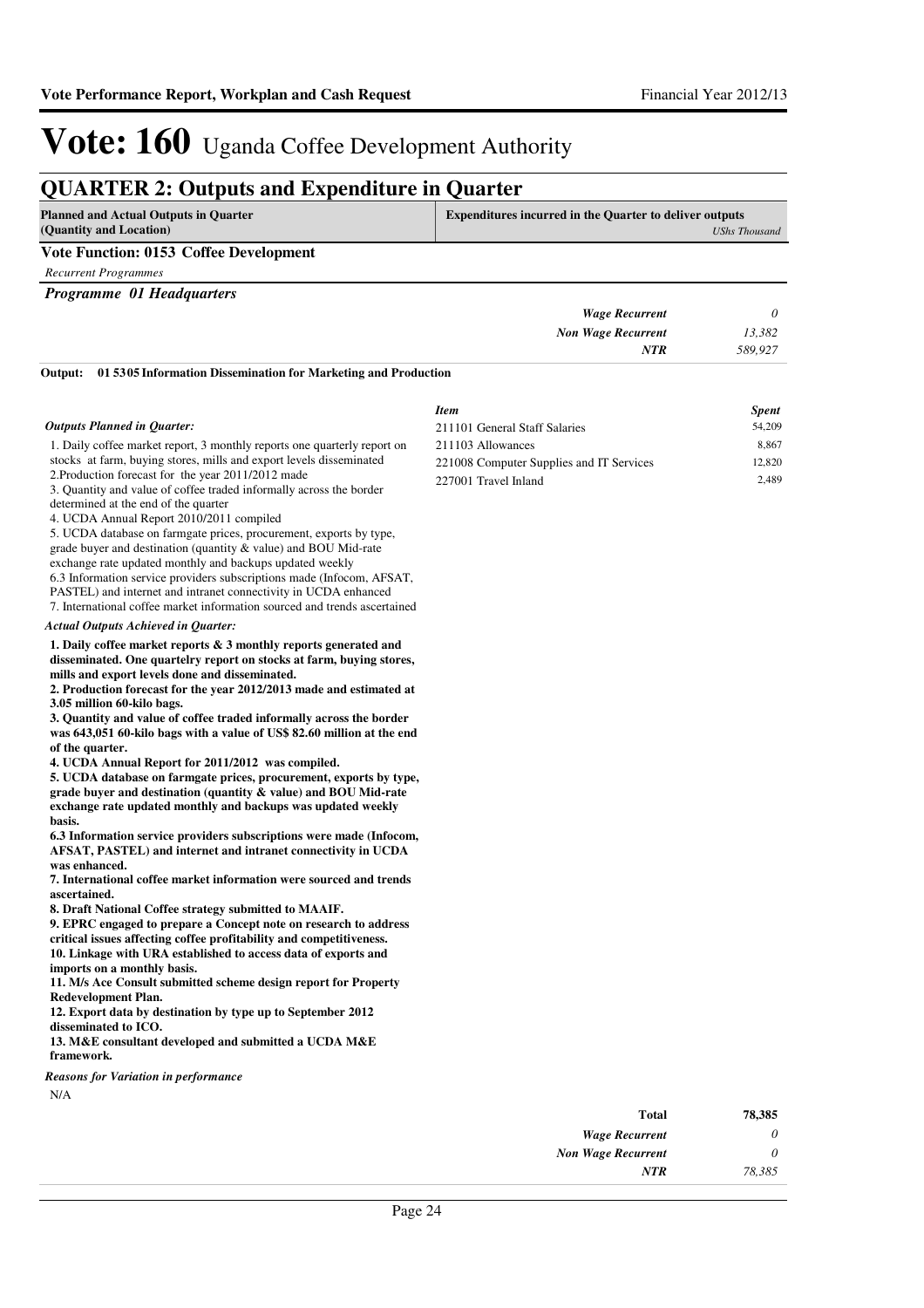# Vote: 160 Uganda Coffee Development Authority

## QUARTER 2: Outputs and Expenditure in Quarter

| Planned and Actual Outputs in Quarter (Quantity and Location) | Expenditures incurred in the Quarter to deliver outputs *UShs Thousand* |
|---|---|

### Vote Function: 0153 Coffee Development

*Recurrent Programmes*

*Programme 01 Headquarters*

| | |
|---|---|
| *Wage Recurrent* | *0* |
| *Non Wage Recurrent* | *13,382* |
| *NTR* | *589,927* |

**Output: 01 5305 Information Dissemination for Marketing and Production**

*Outputs Planned in Quarter:*

1. Daily coffee market report, 3 monthly reports one quarterly report on stocks at farm, buying stores, mills and export levels disseminated
2.Production forecast for the year 2011/2012 made
3. Quantity and value of coffee traded informally across the border determined at the end of the quarter
4. UCDA Annual Report 2010/2011 compiled
5. UCDA database on farmgate prices, procurement, exports by type, grade buyer and destination (quantity & value) and BOU Mid-rate exchange rate updated monthly and backups updated weekly
6.3 Information service providers subscriptions made (Infocom, AFSAT, PASTEL) and internet and intranet connectivity in UCDA enhanced
7. International coffee market information sourced and trends ascertained

*Actual Outputs Achieved in Quarter:*

**1. Daily coffee market reports & 3 monthly reports generated and disseminated. One quartelry report on stocks at farm, buying stores, mills and export levels done and disseminated.**
**2. Production forecast for the year 2012/2013 made and estimated at 3.05 million 60-kilo bags.**
**3. Quantity and value of coffee traded informally across the border was 643,051 60-kilo bags with a value of US$ 82.60 million at the end of the quarter.**
**4. UCDA Annual Report for 2011/2012 was compiled.**
**5. UCDA database on farmgate prices, procurement, exports by type, grade buyer and destination (quantity & value) and BOU Mid-rate exchange rate updated monthly and backups was updated weekly basis.**
**6.3 Information service providers subscriptions were made (Infocom, AFSAT, PASTEL) and internet and intranet connectivity in UCDA was enhanced.**
**7. International coffee market information were sourced and trends ascertained.**
**8. Draft National Coffee strategy submitted to MAAIF.**
**9. EPRC engaged to prepare a Concept note on research to address critical issues affecting coffee profitability and competitiveness.**
**10. Linkage with URA established to access data of exports and imports on a monthly basis.**
**11. M/s Ace Consult submitted scheme design report for Property Redevelopment Plan.**
**12. Export data by destination by type up to September 2012 disseminated to ICO.**
**13. M&E consultant developed and submitted a UCDA M&E framework.**

*Reasons for Variation in performance*

N/A

| *Item* | *Spent* |
|---|---|
| 211101 General Staff Salaries | 54,209 |
| 211103 Allowances | 8,867 |
| 221008 Computer Supplies and IT Services | 12,820 |
| 227001 Travel Inland | 2,489 |

| | |
|---|---|
| **Total** | **78,385** |
| *Wage Recurrent* | *0* |
| *Non Wage Recurrent* | *0* |
| *NTR* | *78,385* |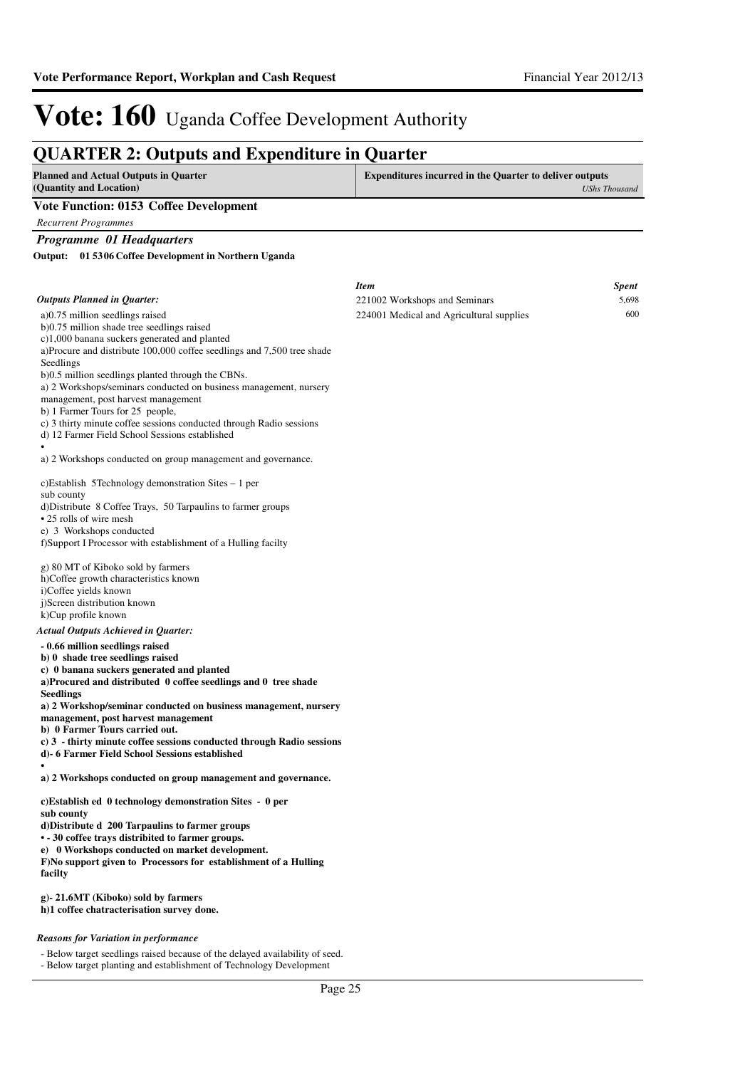# Vote: 160 Uganda Coffee Development Authority

## QUARTER 2: Outputs and Expenditure in Quarter

| Planned and Actual Outputs in Quarter (Quantity and Location) | Expenditures incurred in the Quarter to deliver outputs *UShs Thousand* |
|---|---|

### Vote Function: 0153 Coffee Development

*Recurrent Programmes*

### *Programme 01 Headquarters*

**Output: 01 5306 Coffee Development in Northern Uganda**

| *Item* | *Spent* |
|---|---|
| 221002 Workshops and Seminars | 5,698 |
| 224001 Medical and Agricultural supplies | 600 |

*Outputs Planned in Quarter:*

a)0.75 million seedlings raised
b)0.75 million shade tree seedlings raised
c)1,000 banana suckers generated and planted
a)Procure and distribute 100,000 coffee seedlings and 7,500 tree shade Seedlings
b)0.5 million seedlings planted through the CBNs.
a) 2 Workshops/seminars conducted on business management, nursery management, post harvest management
b) 1 Farmer Tours for 25 people,
c) 3 thirty minute coffee sessions conducted through Radio sessions
d) 12 Farmer Field School Sessions established
•
a) 2 Workshops conducted on group management and governance.

c)Establish 5Technology demonstration Sites – 1 per sub county
d)Distribute 8 Coffee Trays, 50 Tarpaulins to farmer groups
• 25 rolls of wire mesh
e) 3 Workshops conducted
f)Support I Processor with establishment of a Hulling facilty

g) 80 MT of Kiboko sold by farmers
h)Coffee growth characteristics known
i)Coffee yields known
j)Screen distribution known
k)Cup profile known

*Actual Outputs Achieved in Quarter:*

**- 0.66 million seedlings raised**
**b) 0 shade tree seedlings raised**
**c) 0 banana suckers generated and planted**
**a)Procured and distributed 0 coffee seedlings and 0 tree shade Seedlings**
**a) 2 Workshop/seminar conducted on business management, nursery management, post harvest management**
**b) 0 Farmer Tours carried out.**
**c) 3 - thirty minute coffee sessions conducted through Radio sessions**
**d)- 6 Farmer Field School Sessions established**
**•**
**a) 2 Workshops conducted on group management and governance.**

**c)Establish ed 0 technology demonstration Sites - 0 per sub county**
**d)Distribute d 200 Tarpaulins to farmer groups**
**• - 30 coffee trays distribited to farmer groups.**
**e) 0 Workshops conducted on market development.**
**F)No support given to Processors for establishment of a Hulling facilty**

**g)- 21.6MT (Kiboko) sold by farmers**
**h)1 coffee chatracterisation survey done.**

*Reasons for Variation in performance*

- Below target seedlings raised because of the delayed availability of seed.
- Below target planting and establishment of Technology Development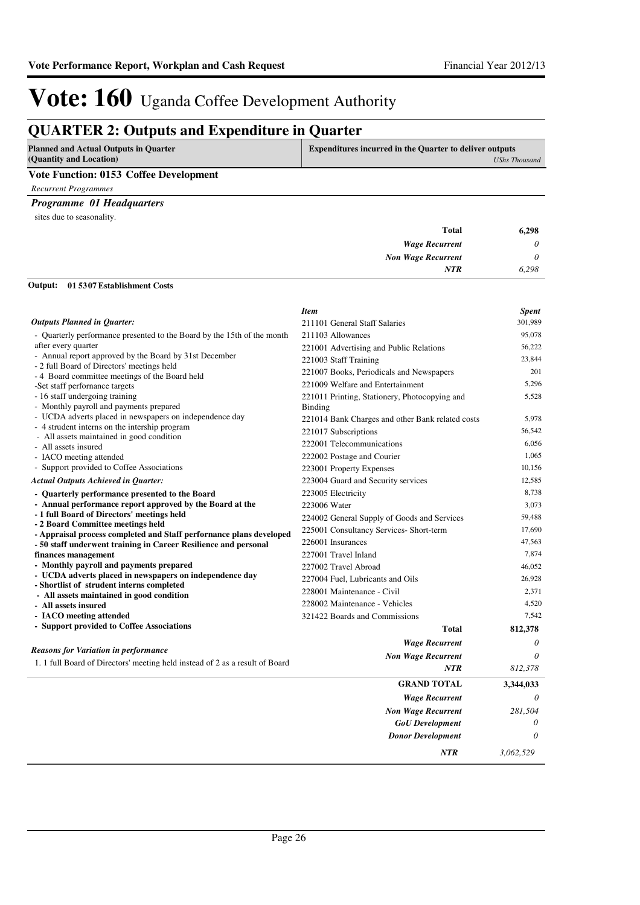# Vote: 160 Uganda Coffee Development Authority

## QUARTER 2: Outputs and Expenditure in Quarter

| Planned and Actual Outputs in Quarter (Quantity and Location) | Expenditures incurred in the Quarter to deliver outputs (UShs Thousand) |
|---|---|

**Vote Function: 0153 Coffee Development**

*Recurrent Programmes*

***Programme 01 Headquarters***

sites due to seasonality.

| | |
|---|---|
| **Total** | **6,298** |
| *Wage Recurrent* | *0* |
| *Non Wage Recurrent* | *0* |
| *NTR* | *6,298* |

**Output: 01 5307 Establishment Costs**

*Outputs Planned in Quarter:*

- Quarterly performance presented to the Board by the 15th of the month after every quarter
- Annual report approved by the Board by 31st December
- 2 full Board of Directors' meetings held
- 4 Board committee meetings of the Board held
- Set staff perfonance targets
- 16 staff undergoing training
- Monthly payroll and payments prepared
- UCDA adverts placed in newspapers on independence day
- 4 strudent interns on the intership program
- All assets maintained in good condition
- All assets insured
- IACO meeting attended
- Support provided to Coffee Associations

*Actual Outputs Achieved in Quarter:*

- **Quarterly performance presented to the Board**
- **Annual performance report approved by the Board at the**
- **1 full Board of Directors' meetings held**
- **2 Board Committee meetings held**
- **Appraisal process completed and Staff perfornance plans developed**
- **50 staff underwent training in Career Resilience and personal finances management**
- **Monthly payroll and payments prepared**
- **UCDA adverts placed in newspapers on independence day**
- **Shortlist of strudent interns completed**
- **All assets maintained in good condition**
- **All assets insured**
- **IACO meeting attended**
- **Support provided to Coffee Associations**

*Reasons for Variation in performance*

1. 1 full Board of Directors' meeting held instead of 2 as a result of Board

| *Item* | *Spent* |
|---|---|
| 211101 General Staff Salaries | 301,989 |
| 211103 Allowances | 95,078 |
| 221001 Advertising and Public Relations | 56,222 |
| 221003 Staff Training | 23,844 |
| 221007 Books, Periodicals and Newspapers | 201 |
| 221009 Welfare and Entertainment | 5,296 |
| 221011 Printing, Stationery, Photocopying and Binding | 5,528 |
| 221014 Bank Charges and other Bank related costs | 5,978 |
| 221017 Subscriptions | 56,542 |
| 222001 Telecommunications | 6,056 |
| 222002 Postage and Courier | 1,065 |
| 223001 Property Expenses | 10,156 |
| 223004 Guard and Security services | 12,585 |
| 223005 Electricity | 8,738 |
| 223006 Water | 3,073 |
| 224002 General Supply of Goods and Services | 59,488 |
| 225001 Consultancy Services- Short-term | 17,690 |
| 226001 Insurances | 47,563 |
| 227001 Travel Inland | 7,874 |
| 227002 Travel Abroad | 46,052 |
| 227004 Fuel, Lubricants and Oils | 26,928 |
| 228001 Maintenance - Civil | 2,371 |
| 228002 Maintenance - Vehicles | 4,520 |
| 321422 Boards and Commissions | 7,542 |
| **Total** | **812,378** |
| *Wage Recurrent* | *0* |
| *Non Wage Recurrent* | *0* |
| *NTR* | *812,378* |

| | |
|---|---|
| **GRAND TOTAL** | **3,344,033** |
| *Wage Recurrent* | *0* |
| *Non Wage Recurrent* | *281,504* |
| *GoU Development* | *0* |
| *Donor Development* | *0* |
| *NTR* | *3,062,529* |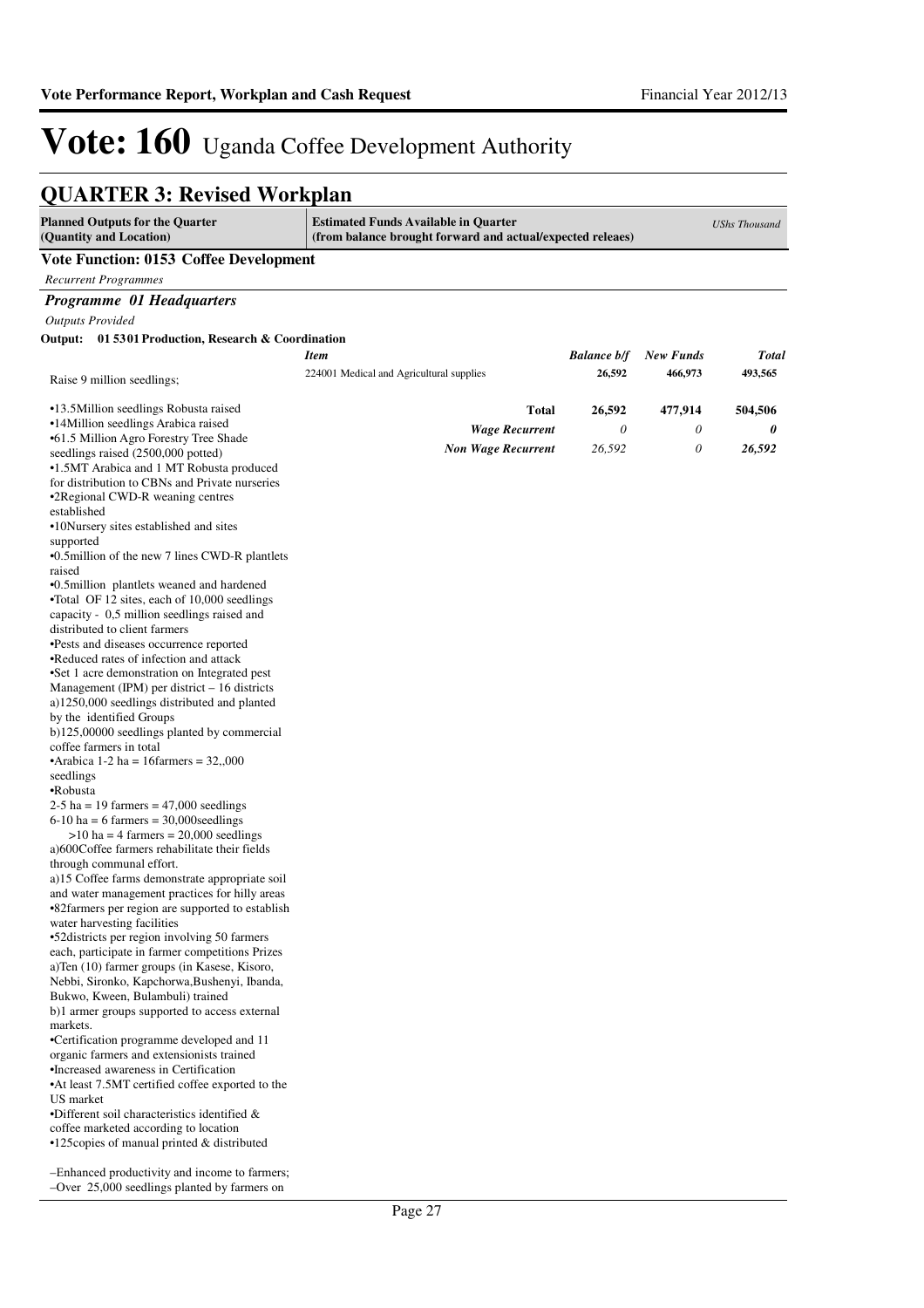# Vote: 160 Uganda Coffee Development Authority

## QUARTER 3: Revised Workplan

| Planned Outputs for the Quarter (Quantity and Location) | Estimated Funds Available in Quarter (from balance brought forward and actual/expected releaes) | | | USh Thousand |
|---|---|---|---|---|

**Vote Function: 0153 Coffee Development**

*Recurrent Programmes*

### *Programme 01 Headquarters*

*Outputs Provided*

**Output: 01 5301 Production, Research & Coordination**

| Item | Balance b/f | New Funds | Total |
|---|---|---|---|
| 224001 Medical and Agricultural supplies | 26,592 | 466,973 | 493,565 |
| **Total** | **26,592** | **477,914** | **504,506** |
| *Wage Recurrent* | *0* | *0* | ***0*** |
| *Non Wage Recurrent* | *26,592* | *0* | ***26,592*** |

Raise 9 million seedlings;

•13.5Million seedlings Robusta raised
•14Million seedlings Arabica raised
•61.5 Million Agro Forestry Tree Shade seedlings raised (2500,000 potted)
•1.5MT Arabica and 1 MT Robusta produced for distribution to CBNs and Private nurseries
•2Regional CWD-R weaning centres established
•10Nursery sites established and sites supported
•0.5million of the new 7 lines CWD-R plantlets raised
•0.5million plantlets weaned and hardened
•Total OF 12 sites, each of 10,000 seedlings capacity - 0,5 million seedlings raised and distributed to client farmers
•Pests and diseases occurrence reported
•Reduced rates of infection and attack
•Set 1 acre demonstration on Integrated pest Management (IPM) per district – 16 districts
a)1250,000 seedlings distributed and planted by the identified Groups
b)125,00000 seedlings planted by commercial coffee farmers in total
•Arabica 1-2 ha = 16farmers = 32,,000 seedlings
•Robusta
2-5 ha = 19 farmers = 47,000 seedlings
6-10 ha = 6 farmers = 30,000seedlings
>10 ha = 4 farmers = 20,000 seedlings
a)600Coffee farmers rehabilitate their fields through communal effort.
a)15 Coffee farms demonstrate appropriate soil and water management practices for hilly areas
•82farmers per region are supported to establish water harvesting facilities
•52districts per region involving 50 farmers each, participate in farmer competitions Prizes
a)Ten (10) farmer groups (in Kasese, Kisoro, Nebbi, Sironko, Kapchorwa,Bushenyi, Ibanda, Bukwo, Kween, Bulambuli) trained
b)1 armer groups supported to access external markets.
•Certification programme developed and 11 organic farmers and extensionists trained
•Increased awareness in Certification
•At least 7.5MT certified coffee exported to the US market
•Different soil characteristics identified & coffee marketed according to location
•125copies of manual printed & distributed

–Enhanced productivity and income to farmers;
–Over 25,000 seedlings planted by farmers on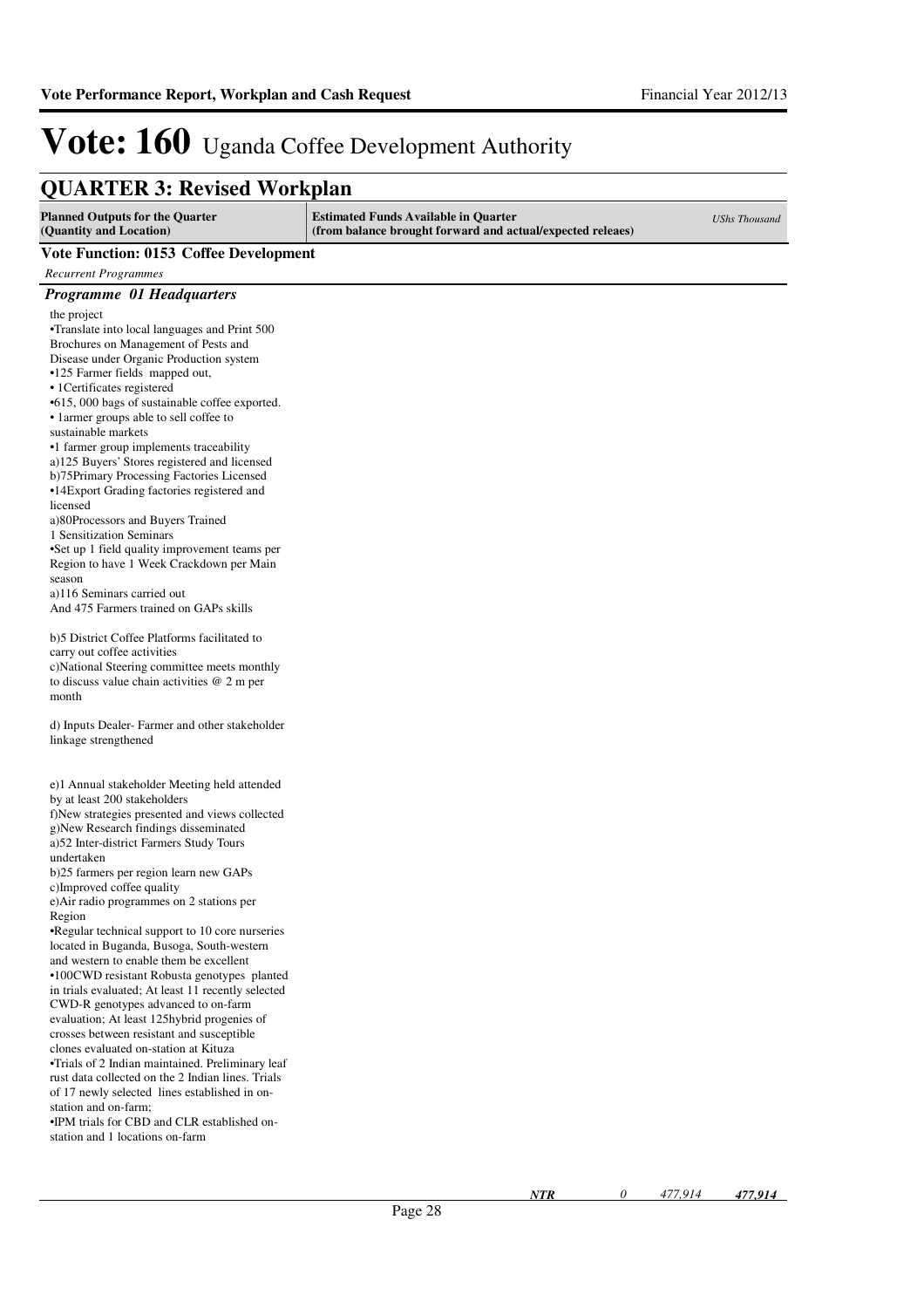# Vote: 160 Uganda Coffee Development Authority

## QUARTER 3: Revised Workplan

| Planned Outputs for the Quarter (Quantity and Location) | Estimated Funds Available in Quarter (from balance brought forward and actual/expected releaes) | UShs Thousand |
|---|---|---|

**Vote Function: 0153 Coffee Development**

*Recurrent Programmes*

### *Programme 01 Headquarters*

the project
•Translate into local languages and Print 500 Brochures on Management of Pests and Disease under Organic Production system
•125 Farmer fields mapped out,
• 1Certificates registered
•615, 000 bags of sustainable coffee exported.
• 1armer groups able to sell coffee to sustainable markets
•1 farmer group implements traceability
a)125 Buyers' Stores registered and licensed
b)75Primary Processing Factories Licensed
•14Export Grading factories registered and licensed
a)80Processors and Buyers Trained
1 Sensitization Seminars
•Set up 1 field quality improvement teams per Region to have 1 Week Crackdown per Main season
a)116 Seminars carried out
And 475 Farmers trained on GAPs skills

b)5 District Coffee Platforms facilitated to carry out coffee activities
c)National Steering committee meets monthly to discuss value chain activities @ 2 m per month

d) Inputs Dealer- Farmer and other stakeholder linkage strengthened

e)1 Annual stakeholder Meeting held attended by at least 200 stakeholders
f)New strategies presented and views collected
g)New Research findings disseminated
a)52 Inter-district Farmers Study Tours undertaken
b)25 farmers per region learn new GAPs
c)Improved coffee quality
e)Air radio programmes on 2 stations per Region
•Regular technical support to 10 core nurseries located in Buganda, Busoga, South-western and western to enable them be excellent
•100CWD resistant Robusta genotypes planted in trials evaluated; At least 11 recently selected CWD-R genotypes advanced to on-farm evaluation; At least 125hybrid progenies of crosses between resistant and susceptible clones evaluated on-station at Kituza
•Trials of 2 Indian maintained. Preliminary leaf rust data collected on the 2 Indian lines. Trials of 17 newly selected lines established in on-station and on-farm;
•IPM trials for CBD and CLR established on-station and 1 locations on-farm

| | | | |
|---|---|---|---|
| *NTR* | *0* | *477,914* | *477,914* |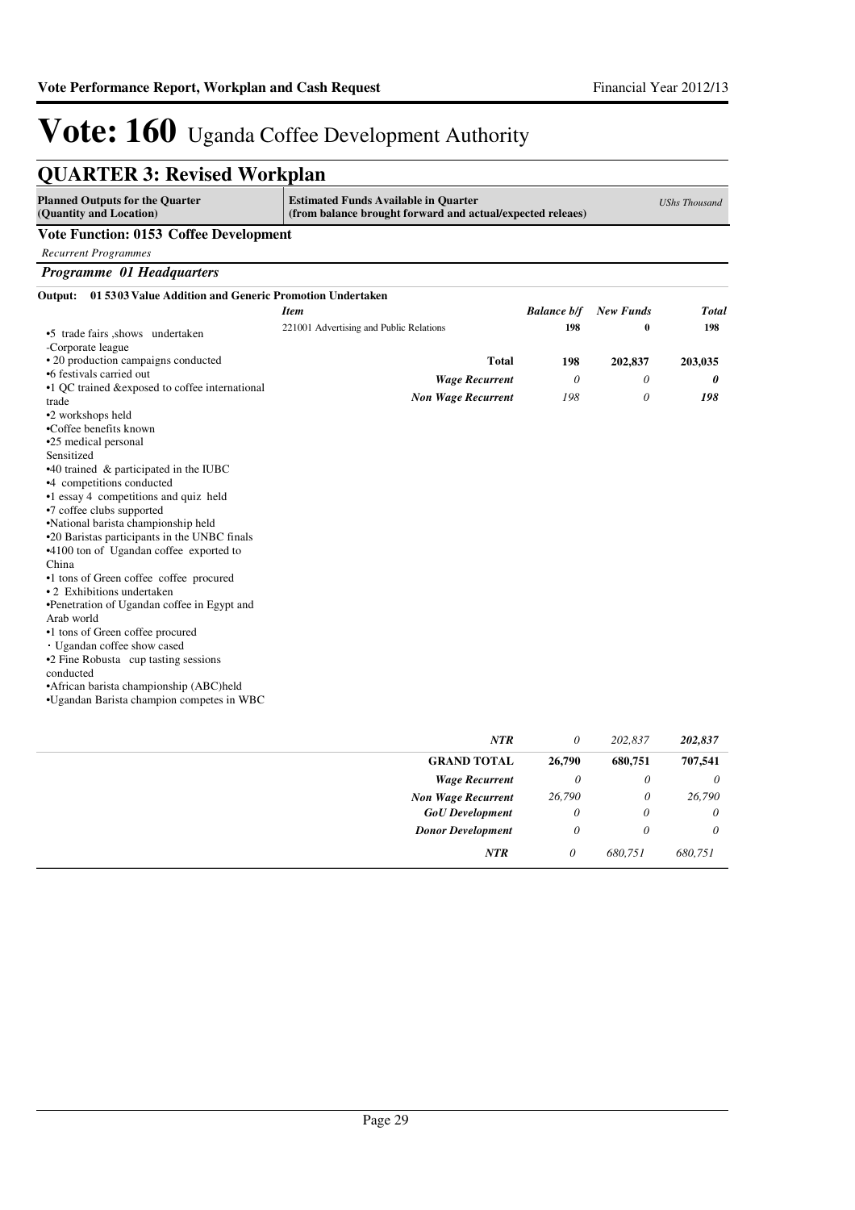# Vote: 160 Uganda Coffee Development Authority

## QUARTER 3: Revised Workplan

| Planned Outputs for the Quarter (Quantity and Location) | Estimated Funds Available in Quarter (from balance brought forward and actual/expected releaes) | | | UShs Thousand |
|---|---|---|---|---|

**Vote Function: 0153 Coffee Development**

*Recurrent Programmes*

***Programme 01 Headquarters***

**Output: 01 5303 Value Addition and Generic Promotion Undertaken**

| Planned Outputs | *Item* | *Balance b/f* | *New Funds* | *Total* |
|---|---|---|---|---|
| •5 trade fairs ,shows undertaken<br>-Corporate league<br>• 20 production campaigns conducted<br>•6 festivals carried out<br>•1 QC trained &exposed to coffee international trade<br>•2 workshops held<br>•Coffee benefits known<br>•25 medical personal Sensitized<br>•40 trained & participated in the IUBC<br>•4 competitions conducted<br>•1 essay 4 competitions and quiz held<br>•7 coffee clubs supported<br>•National barista championship held<br>•20 Baristas participants in the UNBC finals<br>•4100 ton of Ugandan coffee exported to China<br>•1 tons of Green coffee coffee procured<br>• 2 Exhibitions undertaken<br>•Penetration of Ugandan coffee in Egypt and Arab world<br>•1 tons of Green coffee procured<br>· Ugandan coffee show cased<br>•2 Fine Robusta cup tasting sessions conducted<br>•African barista championship (ABC)held<br>•Ugandan Barista champion competes in WBC | 221001 Advertising and Public Relations | 198 | 0 | 198 |
| | **Total** | **198** | **202,837** | **203,035** |
| | *Wage Recurrent* | *0* | *0* | ***0*** |
| | *Non Wage Recurrent* | *198* | *0* | ***198*** |
| | *NTR* | *0* | *202,837* | ***202,837*** |

| | Balance b/f | New Funds | Total |
|---|---|---|---|
| **GRAND TOTAL** | **26,790** | **680,751** | **707,541** |
| *Wage Recurrent* | *0* | *0* | *0* |
| *Non Wage Recurrent* | *26,790* | *0* | *26,790* |
| *GoU Development* | *0* | *0* | *0* |
| *Donor Development* | *0* | *0* | *0* |
| *NTR* | *0* | *680,751* | *680,751* |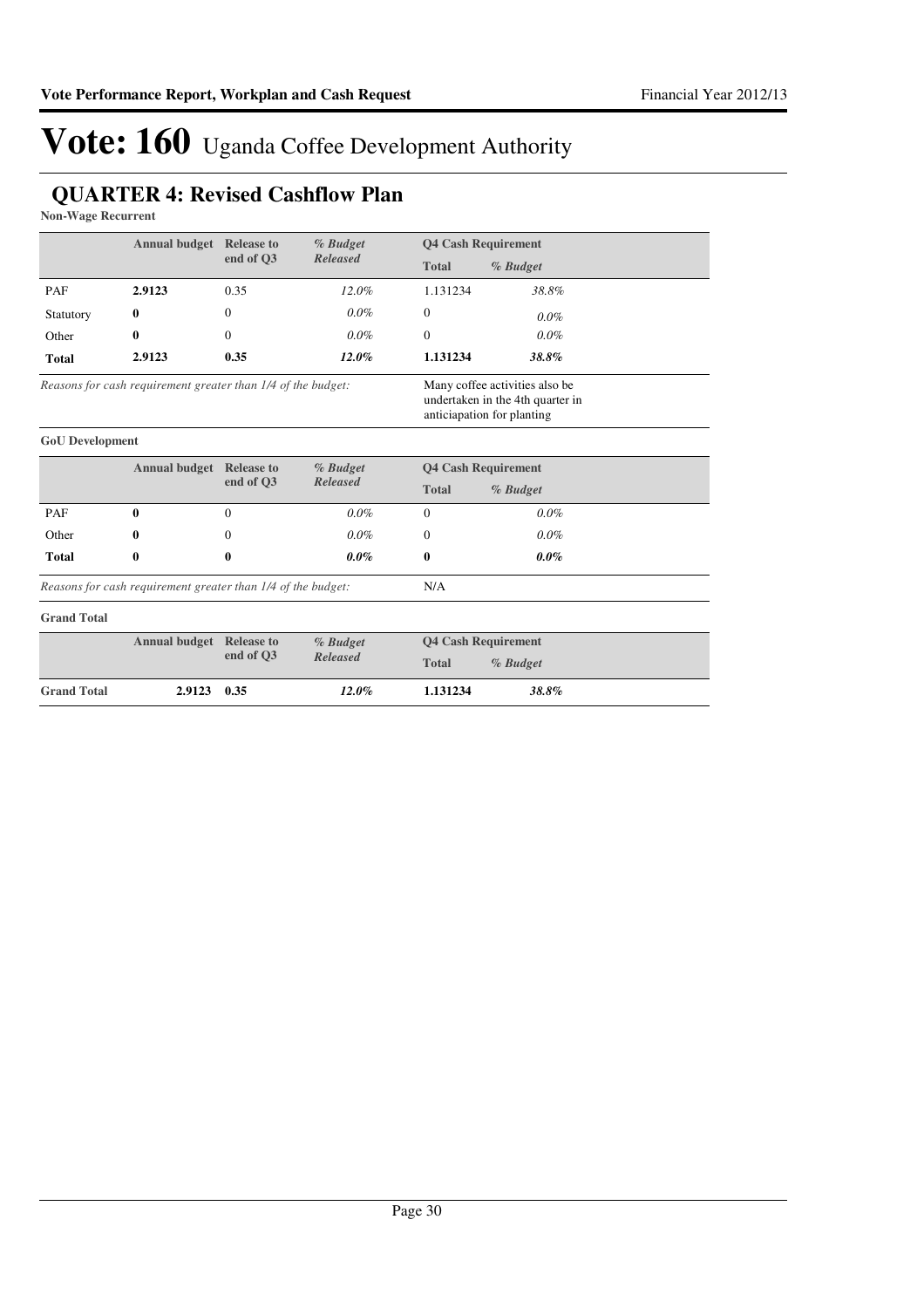# Vote: 160 Uganda Coffee Development Authority

## QUARTER 4: Revised Cashflow Plan

**Non-Wage Recurrent**

| | Annual budget | Release to end of Q3 | *% Budget Released* | Q4 Cash Requirement | |
|---|---|---|---|---|---|
| | | | | Total | *% Budget* |
| PAF | **2.9123** | 0.35 | *12.0%* | 1.131234 | *38.8%* |
| Statutory | **0** | 0 | *0.0%* | 0 | *0.0%* |
| Other | **0** | 0 | *0.0%* | 0 | *0.0%* |
| **Total** | **2.9123** | **0.35** | ***12.0%*** | **1.131234** | ***38.8%*** |

*Reasons for cash requirement greater than 1/4 of the budget:* Many coffee activities also be undertaken in the 4th quarter in anticiapation for planting

**GoU Development**

| | Annual budget | Release to end of Q3 | *% Budget Released* | Q4 Cash Requirement | |
|---|---|---|---|---|---|
| | | | | Total | *% Budget* |
| PAF | **0** | 0 | *0.0%* | 0 | *0.0%* |
| Other | **0** | 0 | *0.0%* | 0 | *0.0%* |
| **Total** | **0** | **0** | ***0.0%*** | **0** | ***0.0%*** |

*Reasons for cash requirement greater than 1/4 of the budget:* N/A

**Grand Total**

| | Annual budget | Release to end of Q3 | *% Budget Released* | Q4 Cash Requirement | |
|---|---|---|---|---|---|
| | | | | Total | *% Budget* |
| **Grand Total** | **2.9123** | **0.35** | ***12.0%*** | **1.131234** | ***38.8%*** |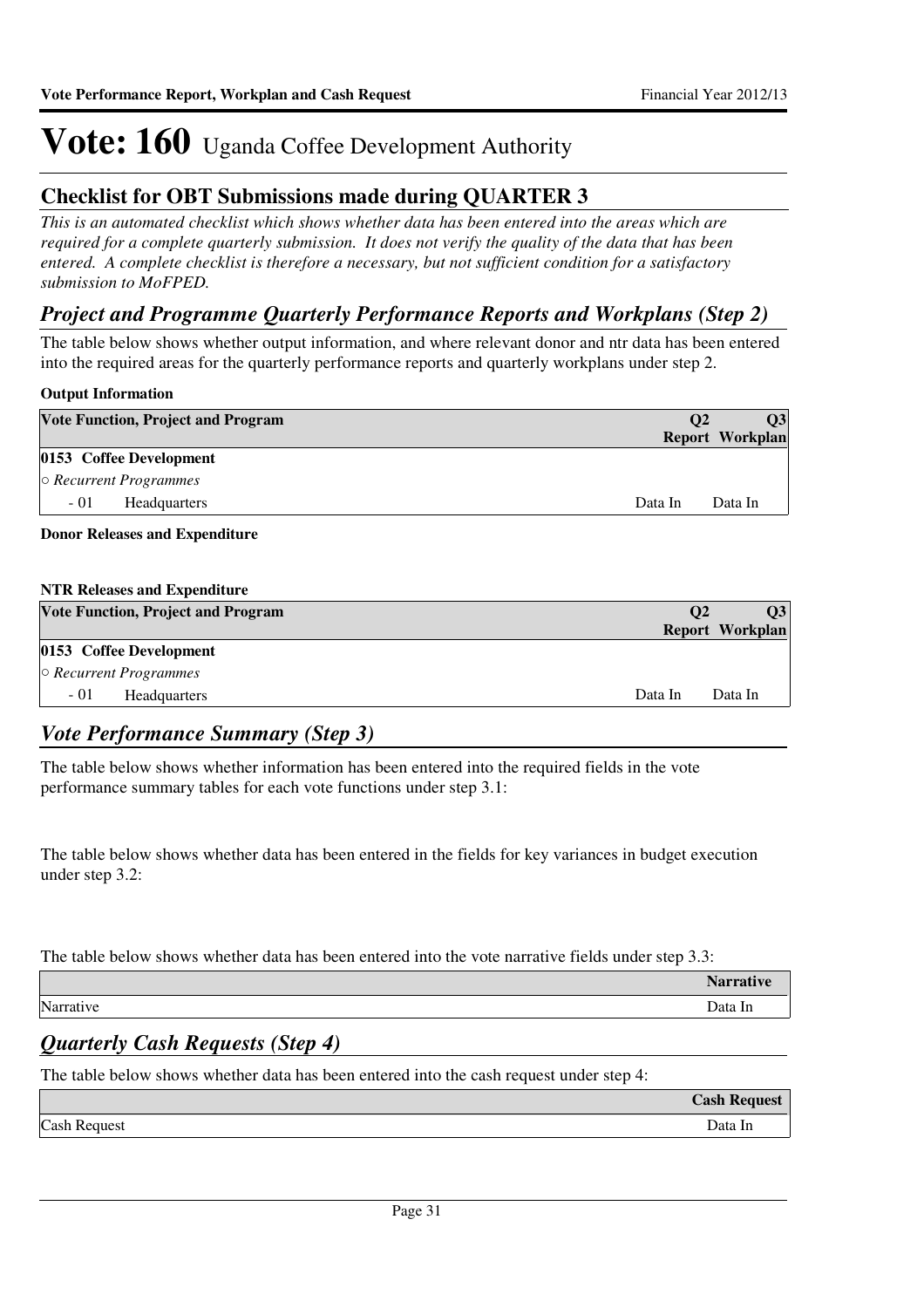# Vote: 160 Uganda Coffee Development Authority

## Checklist for OBT Submissions made during QUARTER 3

*This is an automated checklist which shows whether data has been entered into the areas which are required for a complete quarterly submission. It does not verify the quality of the data that has been entered. A complete checklist is therefore a necessary, but not sufficient condition for a satisfactory submission to MoFPED.*

### *Project and Programme Quarterly Performance Reports and Workplans (Step 2)*

The table below shows whether output information, and where relevant donor and ntr data has been entered into the required areas for the quarterly performance reports and quarterly workplans under step 2.

**Output Information**

| Vote Function, Project and Program | Q2 Report | Q3 Workplan |
|---|---|---|
| **0153 Coffee Development** | | |
| ○ *Recurrent Programmes* | | |
| - 01 Headquarters | Data In | Data In |

**Donor Releases and Expenditure**

**NTR Releases and Expenditure**

| Vote Function, Project and Program | Q2 Report | Q3 Workplan |
|---|---|---|
| **0153 Coffee Development** | | |
| ○ *Recurrent Programmes* | | |
| - 01 Headquarters | Data In | Data In |

### *Vote Performance Summary (Step 3)*

The table below shows whether information has been entered into the required fields in the vote performance summary tables for each vote functions under step 3.1:

The table below shows whether data has been entered in the fields for key variances in budget execution under step 3.2:

The table below shows whether data has been entered into the vote narrative fields under step 3.3:

| | Narrative |
|---|---|
| Narrative | Data In |

### *Quarterly Cash Requests (Step 4)*

The table below shows whether data has been entered into the cash request under step 4:

| | Cash Request |
|---|---|
| Cash Request | Data In |